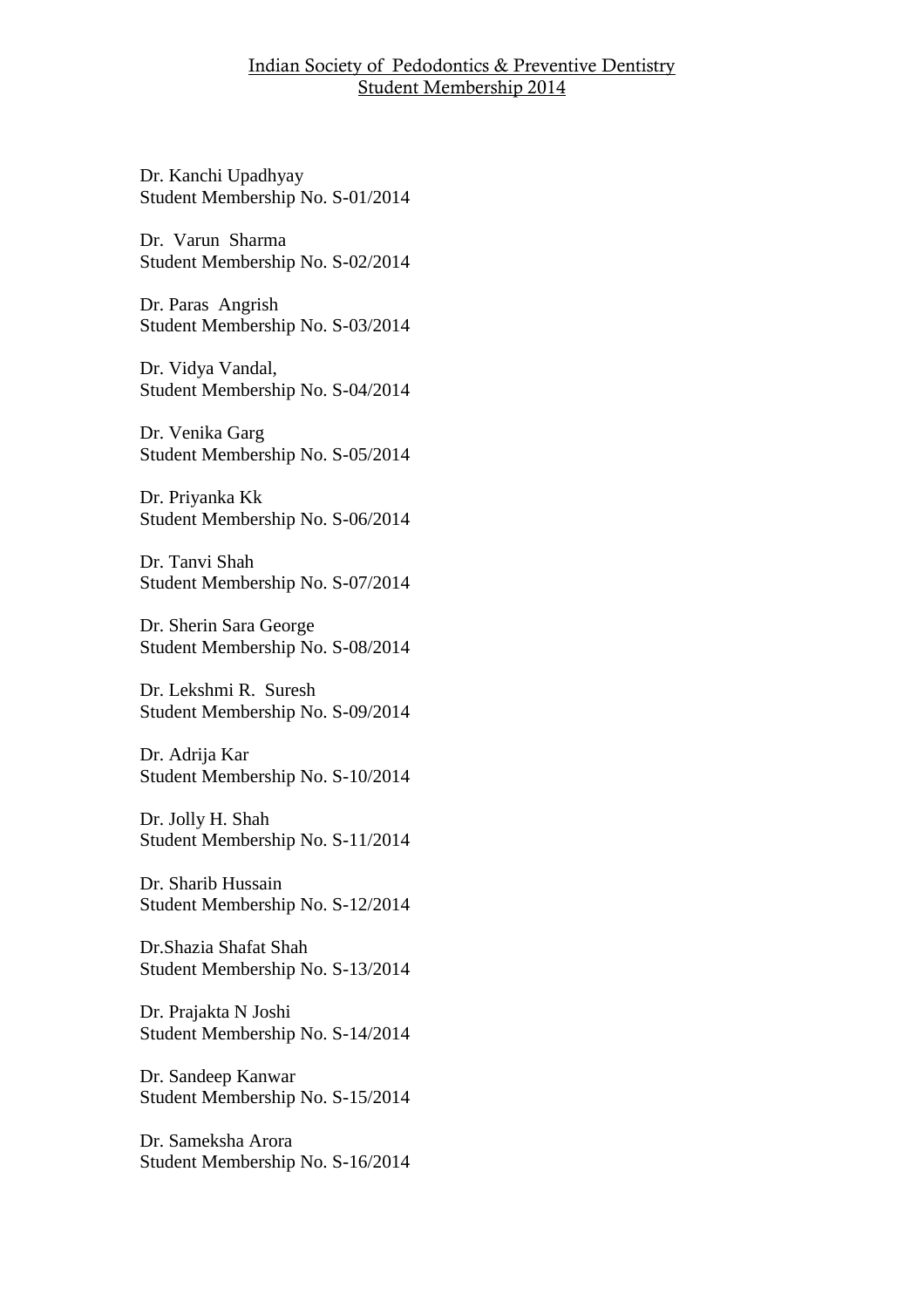# Indian Society of Pedodontics & Preventive Dentistry
## Student Membership 2014

Dr. Kanchi Upadhyay
Student Membership No. S-01/2014

Dr. Varun Sharma
Student Membership No. S-02/2014

Dr. Paras Angrish
Student Membership No. S-03/2014

Dr. Vidya Vandal,
Student Membership No. S-04/2014

Dr. Venika Garg
Student Membership No. S-05/2014

Dr. Priyanka Kk
Student Membership No. S-06/2014

Dr. Tanvi Shah
Student Membership No. S-07/2014

Dr. Sherin Sara George
Student Membership No. S-08/2014

Dr. Lekshmi R. Suresh
Student Membership No. S-09/2014

Dr. Adrija Kar
Student Membership No. S-10/2014

Dr. Jolly H. Shah
Student Membership No. S-11/2014

Dr. Sharib Hussain
Student Membership No. S-12/2014

Dr.Shazia Shafat Shah
Student Membership No. S-13/2014

Dr. Prajakta N Joshi
Student Membership No. S-14/2014

Dr. Sandeep Kanwar
Student Membership No. S-15/2014

Dr. Sameksha Arora
Student Membership No. S-16/2014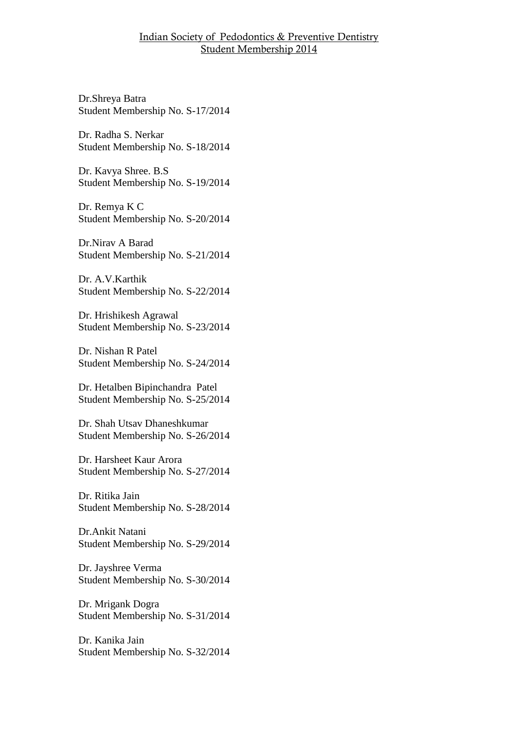Indian Society of Pedodontics & Preventive Dentistry
Student Membership 2014

Dr.Shreya Batra
Student Membership No. S-17/2014

Dr. Radha S. Nerkar
Student Membership No. S-18/2014

Dr. Kavya Shree. B.S
Student Membership No. S-19/2014

Dr. Remya K C
Student Membership No. S-20/2014

Dr.Nirav A Barad
Student Membership No. S-21/2014

Dr. A.V.Karthik
Student Membership No. S-22/2014

Dr. Hrishikesh Agrawal
Student Membership No. S-23/2014

Dr. Nishan R Patel
Student Membership No. S-24/2014

Dr. Hetalben Bipinchandra Patel
Student Membership No. S-25/2014

Dr. Shah Utsav Dhaneshkumar
Student Membership No. S-26/2014

Dr. Harsheet Kaur Arora
Student Membership No. S-27/2014

Dr. Ritika Jain
Student Membership No. S-28/2014

Dr.Ankit Natani
Student Membership No. S-29/2014

Dr. Jayshree Verma
Student Membership No. S-30/2014

Dr. Mrigank Dogra
Student Membership No. S-31/2014

Dr. Kanika Jain
Student Membership No. S-32/2014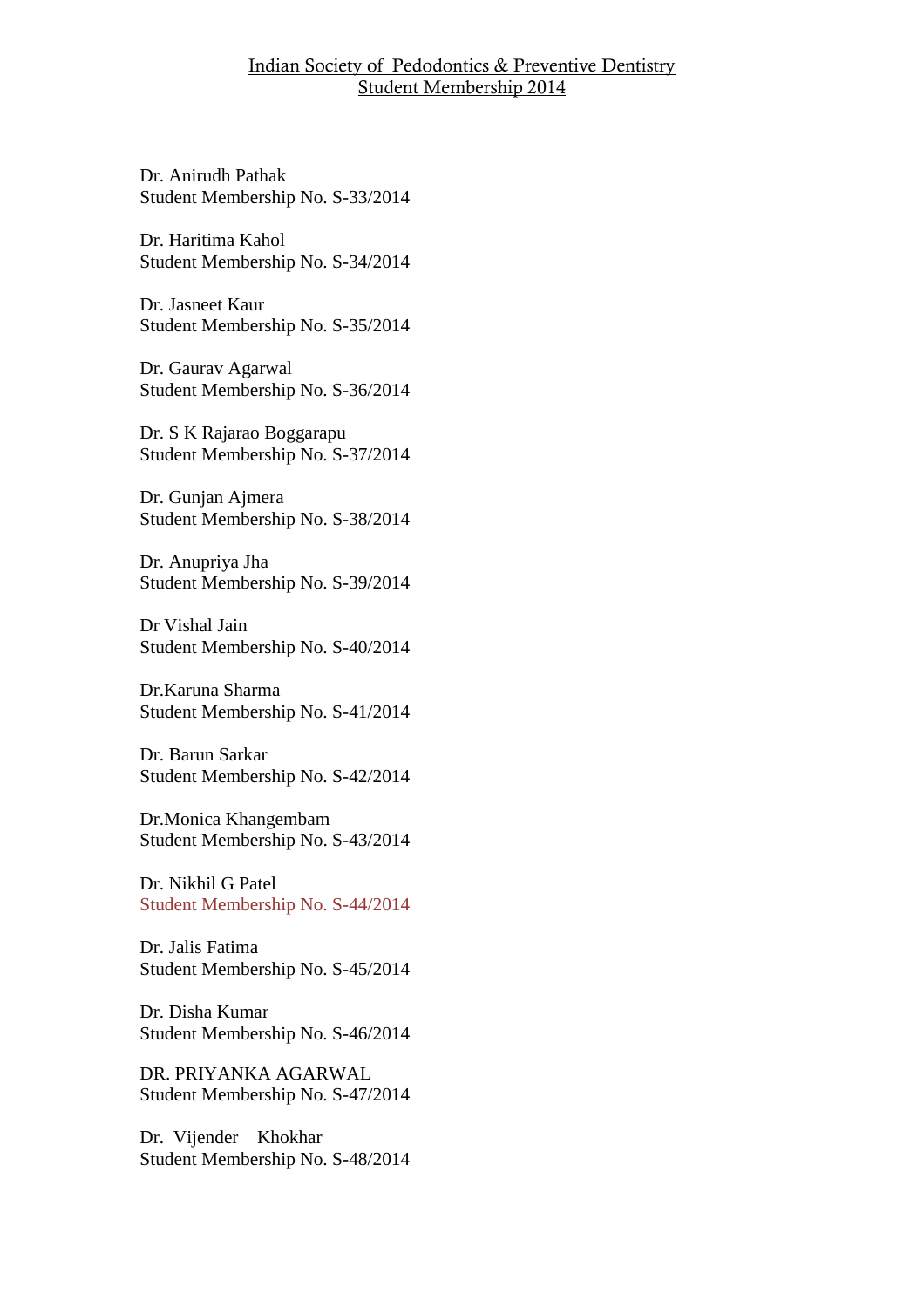Indian Society of Pedodontics & Preventive Dentistry
Student Membership 2014

Dr. Anirudh Pathak
Student Membership No. S-33/2014

Dr. Haritima Kahol
Student Membership No. S-34/2014

Dr. Jasneet Kaur
Student Membership No. S-35/2014

Dr. Gaurav Agarwal
Student Membership No. S-36/2014

Dr. S K Rajarao Boggarapu
Student Membership No. S-37/2014

Dr. Gunjan Ajmera
Student Membership No. S-38/2014

Dr. Anupriya Jha
Student Membership No. S-39/2014

Dr Vishal Jain
Student Membership No. S-40/2014

Dr.Karuna Sharma
Student Membership No. S-41/2014

Dr. Barun Sarkar
Student Membership No. S-42/2014

Dr.Monica Khangembam
Student Membership No. S-43/2014

Dr. Nikhil G Patel
Student Membership No. S-44/2014

Dr. Jalis Fatima
Student Membership No. S-45/2014

Dr. Disha Kumar
Student Membership No. S-46/2014

DR. PRIYANKA AGARWAL
Student Membership No. S-47/2014

Dr. Vijender Khokhar
Student Membership No. S-48/2014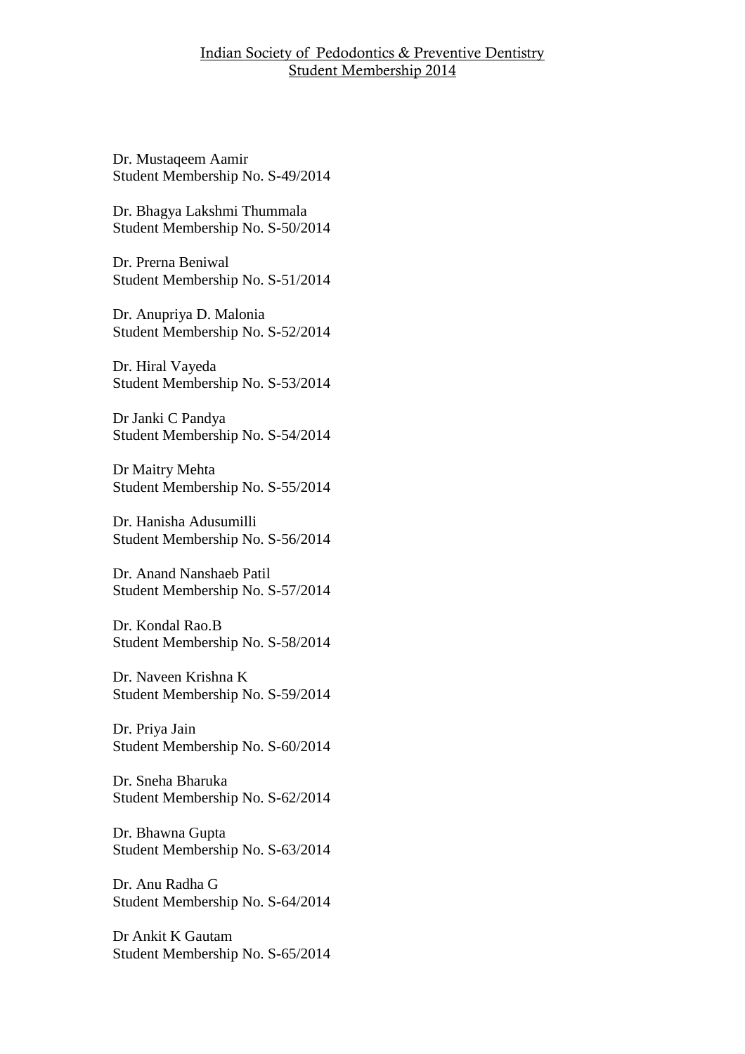Indian Society of Pedodontics & Preventive Dentistry
Student Membership 2014

Dr. Mustaqeem Aamir
Student Membership No. S-49/2014

Dr. Bhagya Lakshmi Thummala
Student Membership No. S-50/2014

Dr. Prerna Beniwal
Student Membership No. S-51/2014

Dr. Anupriya D. Malonia
Student Membership No. S-52/2014

Dr. Hiral Vayeda
Student Membership No. S-53/2014

Dr Janki C Pandya
Student Membership No. S-54/2014

Dr Maitry Mehta
Student Membership No. S-55/2014

Dr. Hanisha Adusumilli
Student Membership No. S-56/2014

Dr. Anand Nanshaeb Patil
Student Membership No. S-57/2014

Dr. Kondal Rao.B
Student Membership No. S-58/2014

Dr. Naveen Krishna K
Student Membership No. S-59/2014

Dr. Priya Jain
Student Membership No. S-60/2014

Dr. Sneha Bharuka
Student Membership No. S-62/2014

Dr. Bhawna Gupta
Student Membership No. S-63/2014

Dr. Anu Radha G
Student Membership No. S-64/2014

Dr Ankit K Gautam
Student Membership No. S-65/2014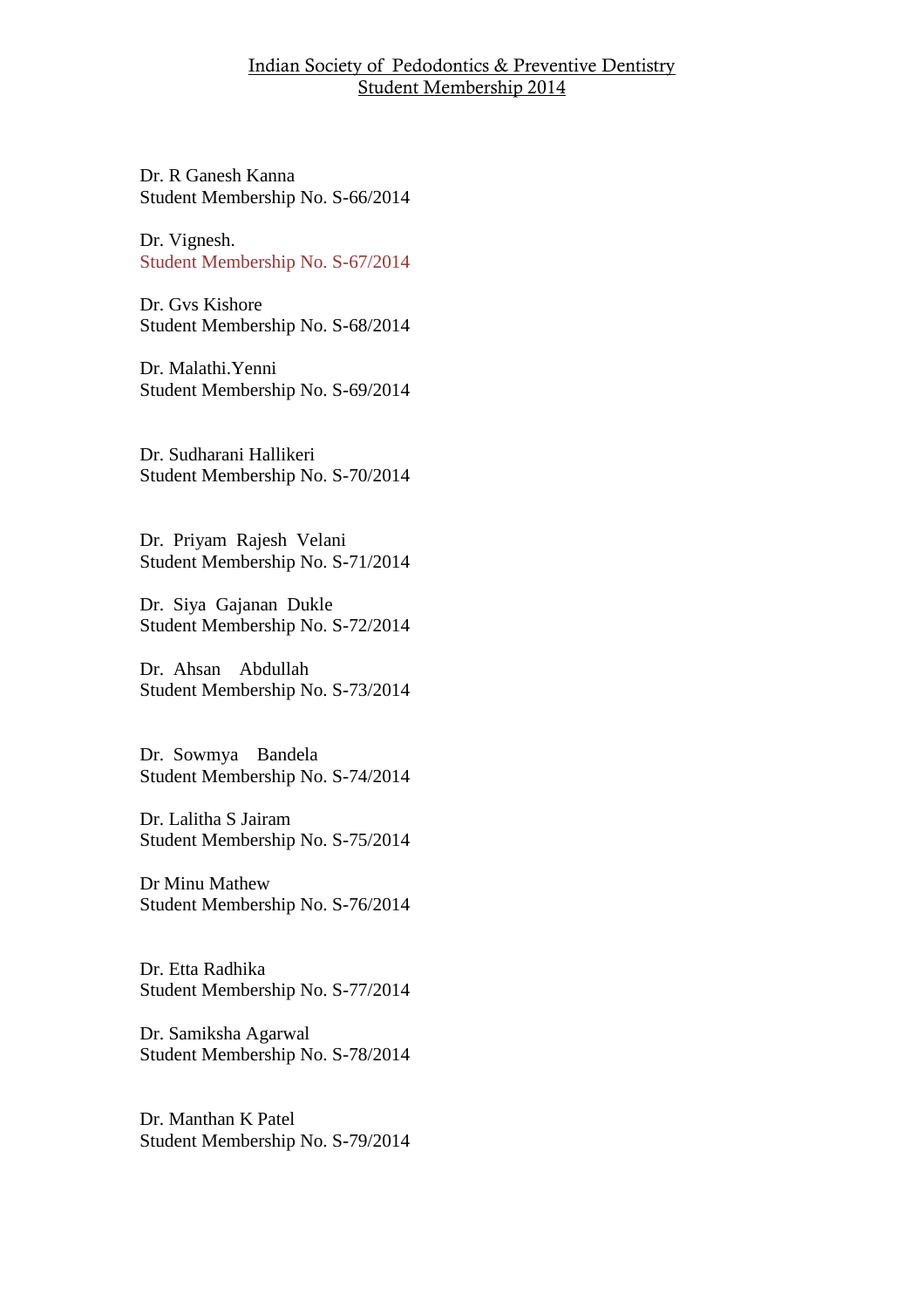Indian Society of Pedodontics & Preventive Dentistry
Student Membership 2014

Dr. R Ganesh Kanna
Student Membership No. S-66/2014

Dr. Vignesh.
Student Membership No. S-67/2014

Dr. Gvs Kishore
Student Membership No. S-68/2014

Dr. Malathi.Yenni
Student Membership No. S-69/2014

Dr. Sudharani Hallikeri
Student Membership No. S-70/2014

Dr. Priyam Rajesh Velani
Student Membership No. S-71/2014

Dr. Siya Gajanan Dukle
Student Membership No. S-72/2014

Dr. Ahsan Abdullah
Student Membership No. S-73/2014

Dr. Sowmya Bandela
Student Membership No. S-74/2014

Dr. Lalitha S Jairam
Student Membership No. S-75/2014

Dr Minu Mathew
Student Membership No. S-76/2014

Dr. Etta Radhika
Student Membership No. S-77/2014

Dr. Samiksha Agarwal
Student Membership No. S-78/2014

Dr. Manthan K Patel
Student Membership No. S-79/2014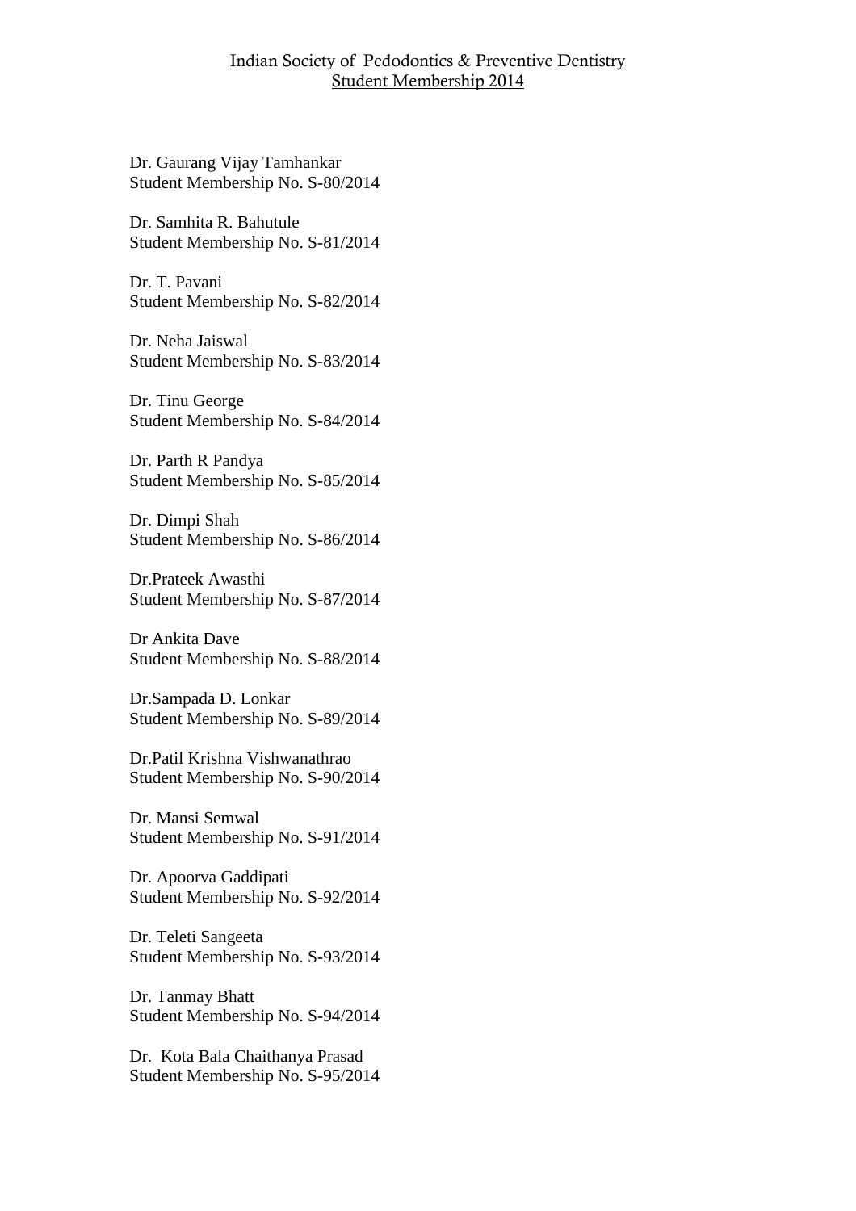# Indian Society of Pedodontics & Preventive Dentistry
## Student Membership 2014

Dr. Gaurang Vijay Tamhankar
Student Membership No. S-80/2014

Dr. Samhita R. Bahutule
Student Membership No. S-81/2014

Dr. T. Pavani
Student Membership No. S-82/2014

Dr. Neha Jaiswal
Student Membership No. S-83/2014

Dr. Tinu George
Student Membership No. S-84/2014

Dr. Parth R Pandya
Student Membership No. S-85/2014

Dr. Dimpi Shah
Student Membership No. S-86/2014

Dr.Prateek Awasthi
Student Membership No. S-87/2014

Dr Ankita Dave
Student Membership No. S-88/2014

Dr.Sampada D. Lonkar
Student Membership No. S-89/2014

Dr.Patil Krishna Vishwanathrao
Student Membership No. S-90/2014

Dr. Mansi Semwal
Student Membership No. S-91/2014

Dr. Apoorva Gaddipati
Student Membership No. S-92/2014

Dr. Teleti Sangeeta
Student Membership No. S-93/2014

Dr. Tanmay Bhatt
Student Membership No. S-94/2014

Dr. Kota Bala Chaithanya Prasad
Student Membership No. S-95/2014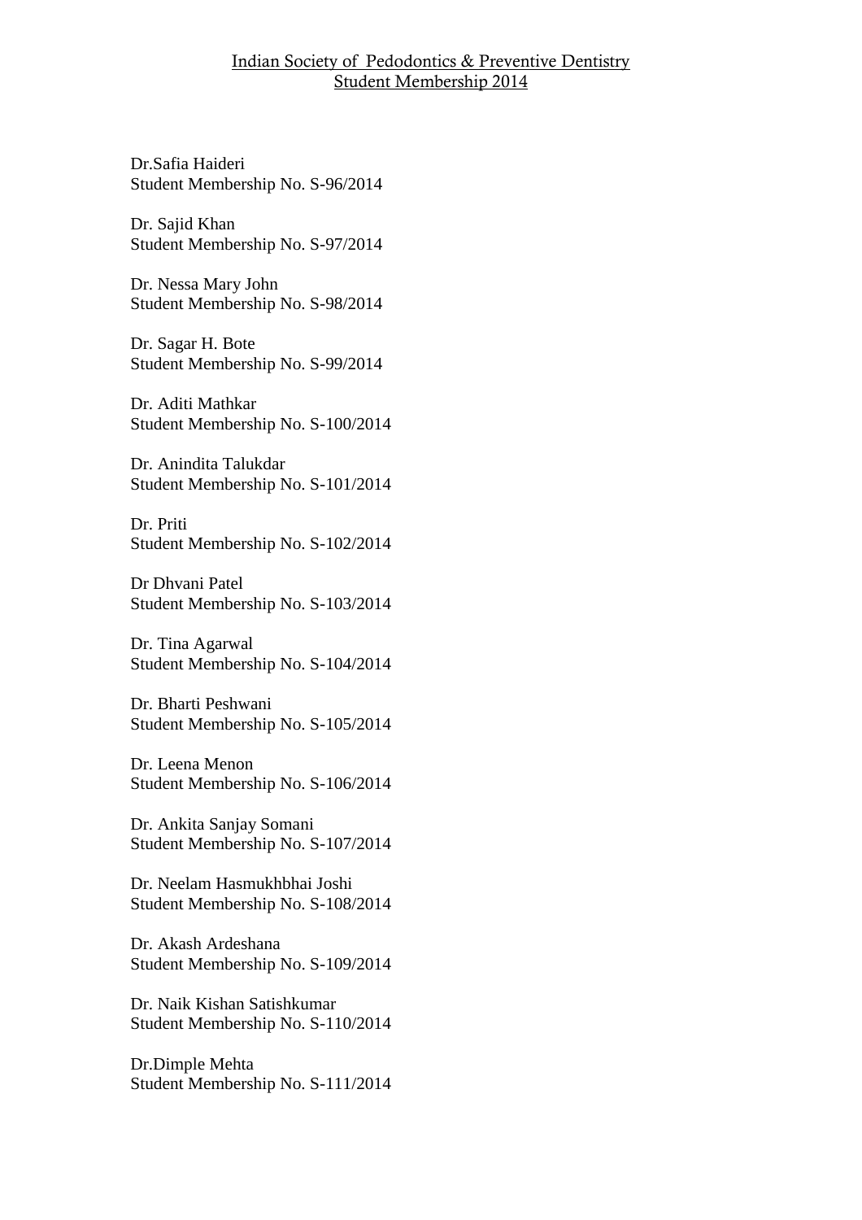Indian Society of Pedodontics & Preventive Dentistry
Student Membership 2014

Dr.Safia Haideri
Student Membership No. S-96/2014

Dr. Sajid Khan
Student Membership No. S-97/2014

Dr. Nessa Mary John
Student Membership No. S-98/2014

Dr. Sagar H. Bote
Student Membership No. S-99/2014

Dr. Aditi Mathkar
Student Membership No. S-100/2014

Dr. Anindita Talukdar
Student Membership No. S-101/2014

Dr. Priti
Student Membership No. S-102/2014

Dr Dhvani Patel
Student Membership No. S-103/2014

Dr. Tina Agarwal
Student Membership No. S-104/2014

Dr. Bharti Peshwani
Student Membership No. S-105/2014

Dr. Leena Menon
Student Membership No. S-106/2014

Dr. Ankita Sanjay Somani
Student Membership No. S-107/2014

Dr. Neelam Hasmukhbhai Joshi
Student Membership No. S-108/2014

Dr. Akash Ardeshana
Student Membership No. S-109/2014

Dr. Naik Kishan Satishkumar
Student Membership No. S-110/2014

Dr.Dimple Mehta
Student Membership No. S-111/2014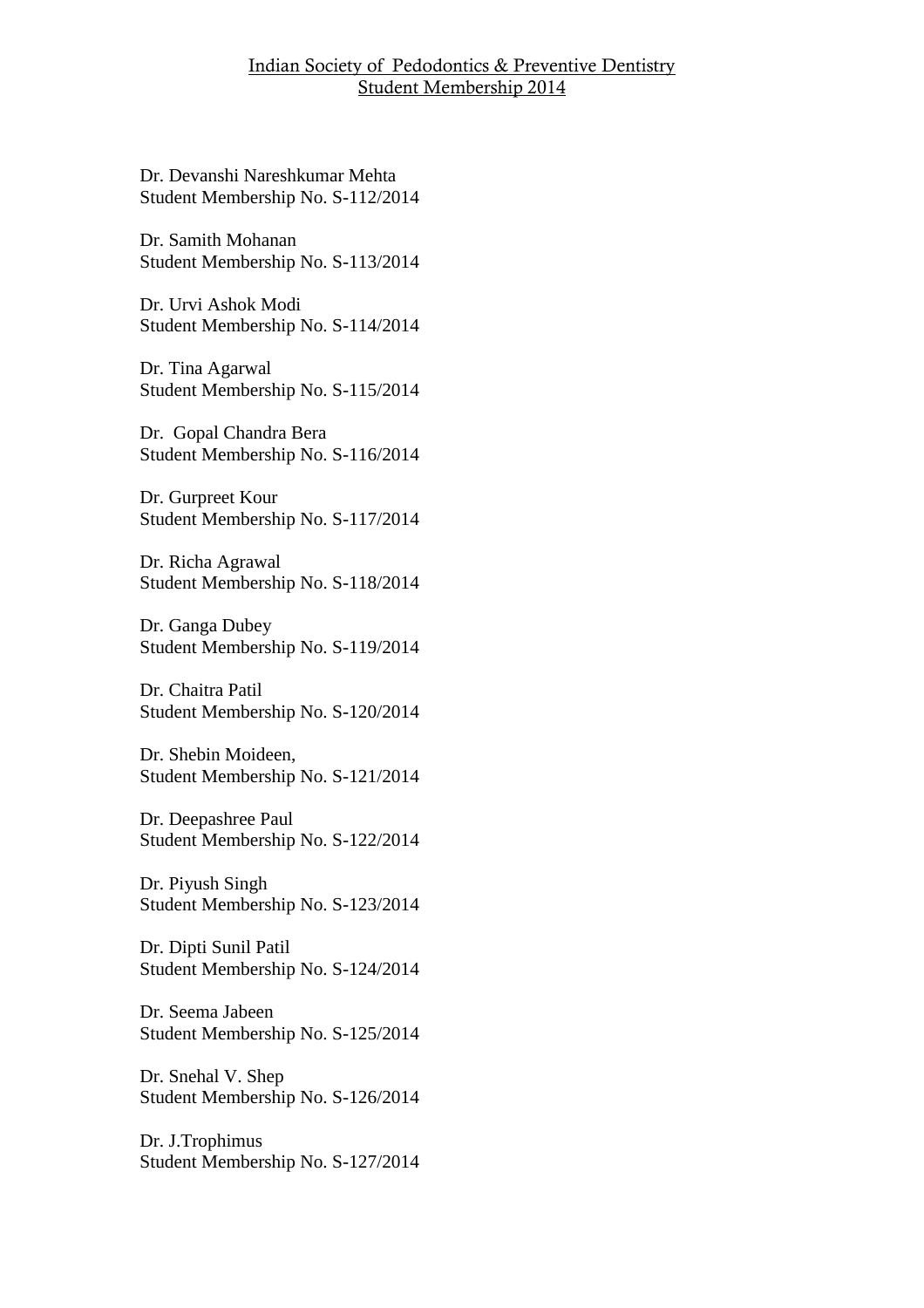Indian Society of Pedodontics & Preventive Dentistry
Student Membership 2014

Dr. Devanshi Nareshkumar Mehta
Student Membership No. S-112/2014

Dr. Samith Mohanan
Student Membership No. S-113/2014

Dr. Urvi Ashok Modi
Student Membership No. S-114/2014

Dr. Tina Agarwal
Student Membership No. S-115/2014

Dr. Gopal Chandra Bera
Student Membership No. S-116/2014

Dr. Gurpreet Kour
Student Membership No. S-117/2014

Dr. Richa Agrawal
Student Membership No. S-118/2014

Dr. Ganga Dubey
Student Membership No. S-119/2014

Dr. Chaitra Patil
Student Membership No. S-120/2014

Dr. Shebin Moideen,
Student Membership No. S-121/2014

Dr. Deepashree Paul
Student Membership No. S-122/2014

Dr. Piyush Singh
Student Membership No. S-123/2014

Dr. Dipti Sunil Patil
Student Membership No. S-124/2014

Dr. Seema Jabeen
Student Membership No. S-125/2014

Dr. Snehal V. Shep
Student Membership No. S-126/2014

Dr. J.Trophimus
Student Membership No. S-127/2014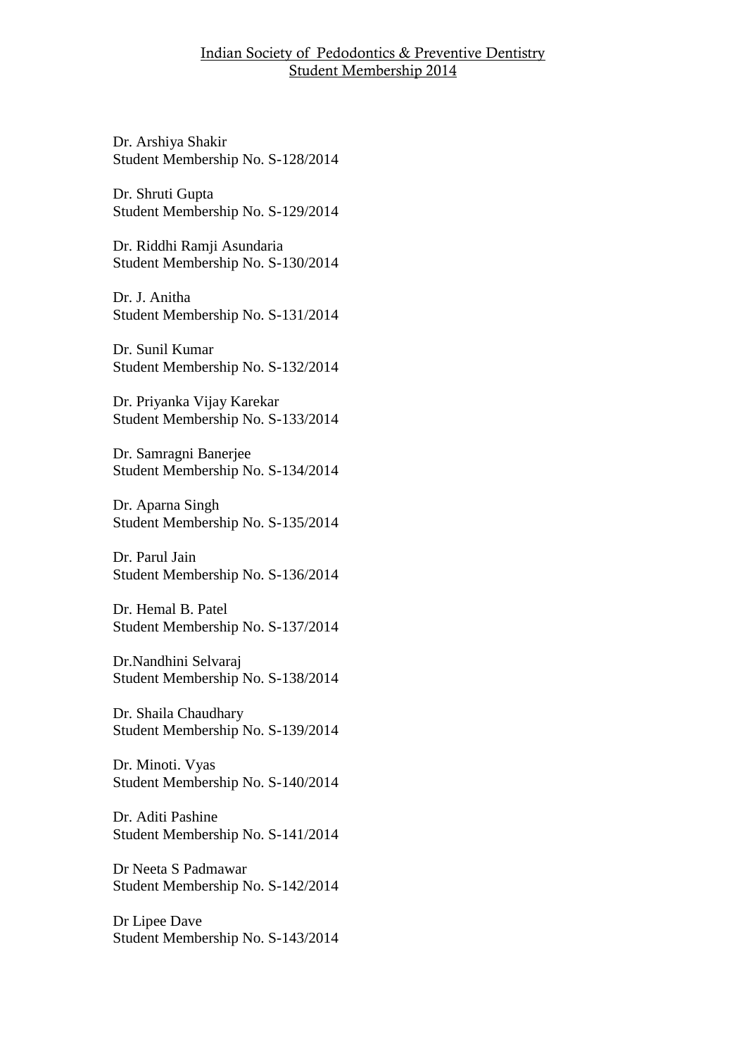Indian Society of Pedodontics & Preventive Dentistry
Student Membership 2014

Dr. Arshiya Shakir
Student Membership No. S-128/2014

Dr. Shruti Gupta
Student Membership No. S-129/2014

Dr. Riddhi Ramji Asundaria
Student Membership No. S-130/2014

Dr. J. Anitha
Student Membership No. S-131/2014

Dr. Sunil Kumar
Student Membership No. S-132/2014

Dr. Priyanka Vijay Karekar
Student Membership No. S-133/2014

Dr. Samragni Banerjee
Student Membership No. S-134/2014

Dr. Aparna Singh
Student Membership No. S-135/2014

Dr. Parul Jain
Student Membership No. S-136/2014

Dr. Hemal B. Patel
Student Membership No. S-137/2014

Dr.Nandhini Selvaraj
Student Membership No. S-138/2014

Dr. Shaila Chaudhary
Student Membership No. S-139/2014

Dr. Minoti. Vyas
Student Membership No. S-140/2014

Dr. Aditi Pashine
Student Membership No. S-141/2014

Dr Neeta S Padmawar
Student Membership No. S-142/2014

Dr Lipee Dave
Student Membership No. S-143/2014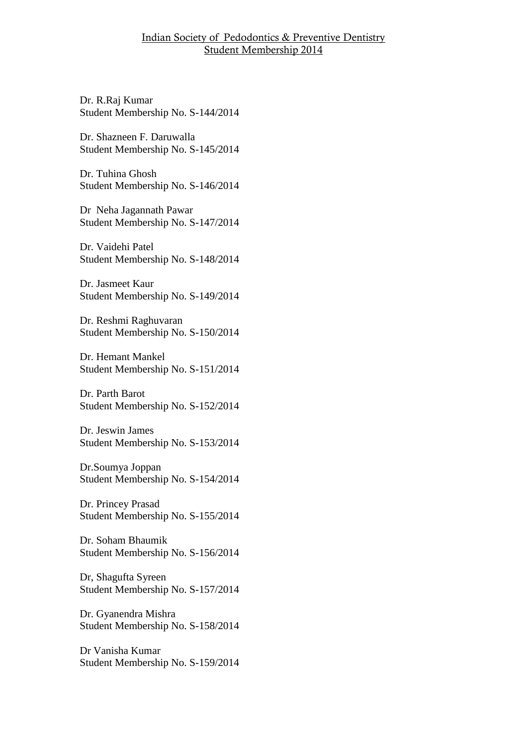Indian Society of Pedodontics & Preventive Dentistry
Student Membership 2014

Dr. R.Raj Kumar
Student Membership No. S-144/2014

Dr. Shazneen F. Daruwalla
Student Membership No. S-145/2014

Dr. Tuhina Ghosh
Student Membership No. S-146/2014

Dr Neha Jagannath Pawar
Student Membership No. S-147/2014

Dr. Vaidehi Patel
Student Membership No. S-148/2014

Dr. Jasmeet Kaur
Student Membership No. S-149/2014

Dr. Reshmi Raghuvaran
Student Membership No. S-150/2014

Dr. Hemant Mankel
Student Membership No. S-151/2014

Dr. Parth Barot
Student Membership No. S-152/2014

Dr. Jeswin James
Student Membership No. S-153/2014

Dr.Soumya Joppan
Student Membership No. S-154/2014

Dr. Princey Prasad
Student Membership No. S-155/2014

Dr. Soham Bhaumik
Student Membership No. S-156/2014

Dr, Shagufta Syreen
Student Membership No. S-157/2014

Dr. Gyanendra Mishra
Student Membership No. S-158/2014

Dr Vanisha Kumar
Student Membership No. S-159/2014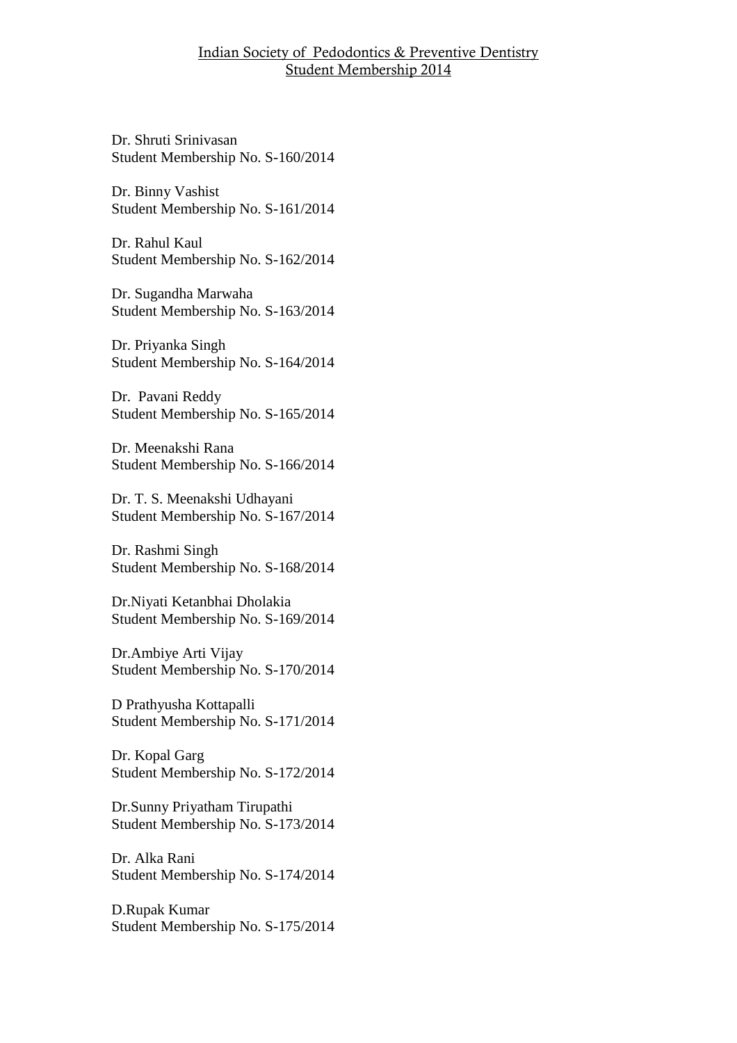Indian Society of Pedodontics & Preventive Dentistry
Student Membership 2014

Dr. Shruti Srinivasan
Student Membership No. S-160/2014

Dr. Binny Vashist
Student Membership No. S-161/2014

Dr. Rahul Kaul
Student Membership No. S-162/2014

Dr. Sugandha Marwaha
Student Membership No. S-163/2014

Dr. Priyanka Singh
Student Membership No. S-164/2014

Dr. Pavani Reddy
Student Membership No. S-165/2014

Dr. Meenakshi Rana
Student Membership No. S-166/2014

Dr. T. S. Meenakshi Udhayani
Student Membership No. S-167/2014

Dr. Rashmi Singh
Student Membership No. S-168/2014

Dr.Niyati Ketanbhai Dholakia
Student Membership No. S-169/2014

Dr.Ambiye Arti Vijay
Student Membership No. S-170/2014

D Prathyusha Kottapalli
Student Membership No. S-171/2014

Dr. Kopal Garg
Student Membership No. S-172/2014

Dr.Sunny Priyatham Tirupathi
Student Membership No. S-173/2014

Dr. Alka Rani
Student Membership No. S-174/2014

D.Rupak Kumar
Student Membership No. S-175/2014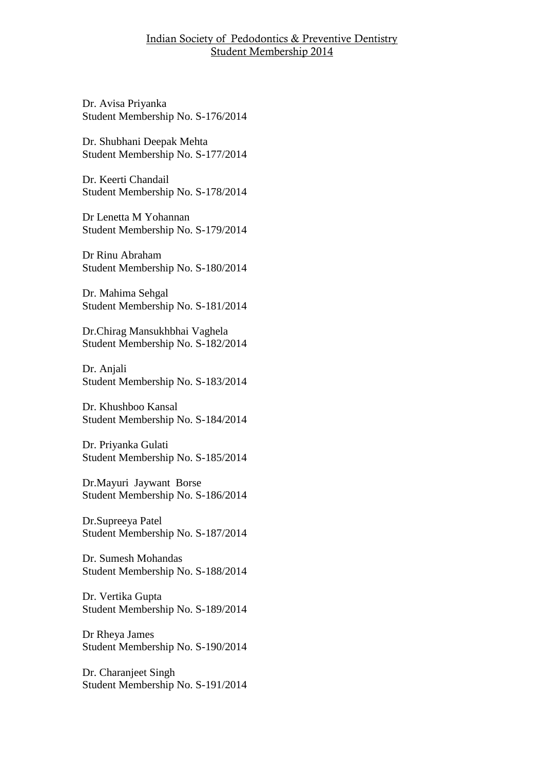Indian Society of Pedodontics & Preventive Dentistry
Student Membership 2014

Dr. Avisa Priyanka
Student Membership No. S-176/2014

Dr. Shubhani Deepak Mehta
Student Membership No. S-177/2014

Dr. Keerti Chandail
Student Membership No. S-178/2014

Dr Lenetta M Yohannan
Student Membership No. S-179/2014

Dr Rinu Abraham
Student Membership No. S-180/2014

Dr. Mahima Sehgal
Student Membership No. S-181/2014

Dr.Chirag Mansukhbhai Vaghela
Student Membership No. S-182/2014

Dr. Anjali
Student Membership No. S-183/2014

Dr. Khushboo Kansal
Student Membership No. S-184/2014

Dr. Priyanka Gulati
Student Membership No. S-185/2014

Dr.Mayuri Jaywant Borse
Student Membership No. S-186/2014

Dr.Supreeya Patel
Student Membership No. S-187/2014

Dr. Sumesh Mohandas
Student Membership No. S-188/2014

Dr. Vertika Gupta
Student Membership No. S-189/2014

Dr Rheya James
Student Membership No. S-190/2014

Dr. Charanjeet Singh
Student Membership No. S-191/2014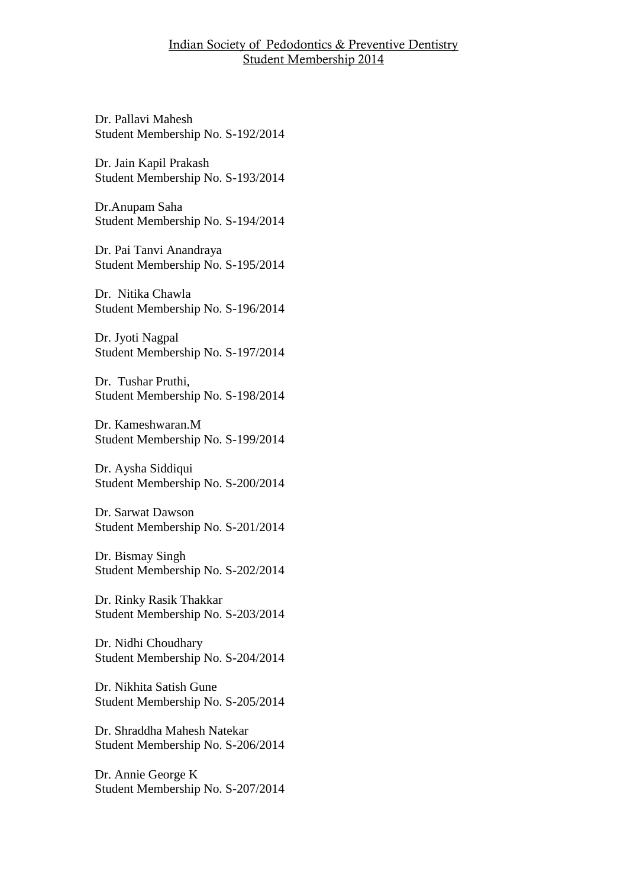Indian Society of Pedodontics & Preventive Dentistry
Student Membership 2014

Dr. Pallavi Mahesh
Student Membership No. S-192/2014

Dr. Jain Kapil Prakash
Student Membership No. S-193/2014

Dr.Anupam Saha
Student Membership No. S-194/2014

Dr. Pai Tanvi Anandraya
Student Membership No. S-195/2014

Dr. Nitika Chawla
Student Membership No. S-196/2014

Dr. Jyoti Nagpal
Student Membership No. S-197/2014

Dr. Tushar Pruthi,
Student Membership No. S-198/2014

Dr. Kameshwaran.M
Student Membership No. S-199/2014

Dr. Aysha Siddiqui
Student Membership No. S-200/2014

Dr. Sarwat Dawson
Student Membership No. S-201/2014

Dr. Bismay Singh
Student Membership No. S-202/2014

Dr. Rinky Rasik Thakkar
Student Membership No. S-203/2014

Dr. Nidhi Choudhary
Student Membership No. S-204/2014

Dr. Nikhita Satish Gune
Student Membership No. S-205/2014

Dr. Shraddha Mahesh Natekar
Student Membership No. S-206/2014

Dr. Annie George K
Student Membership No. S-207/2014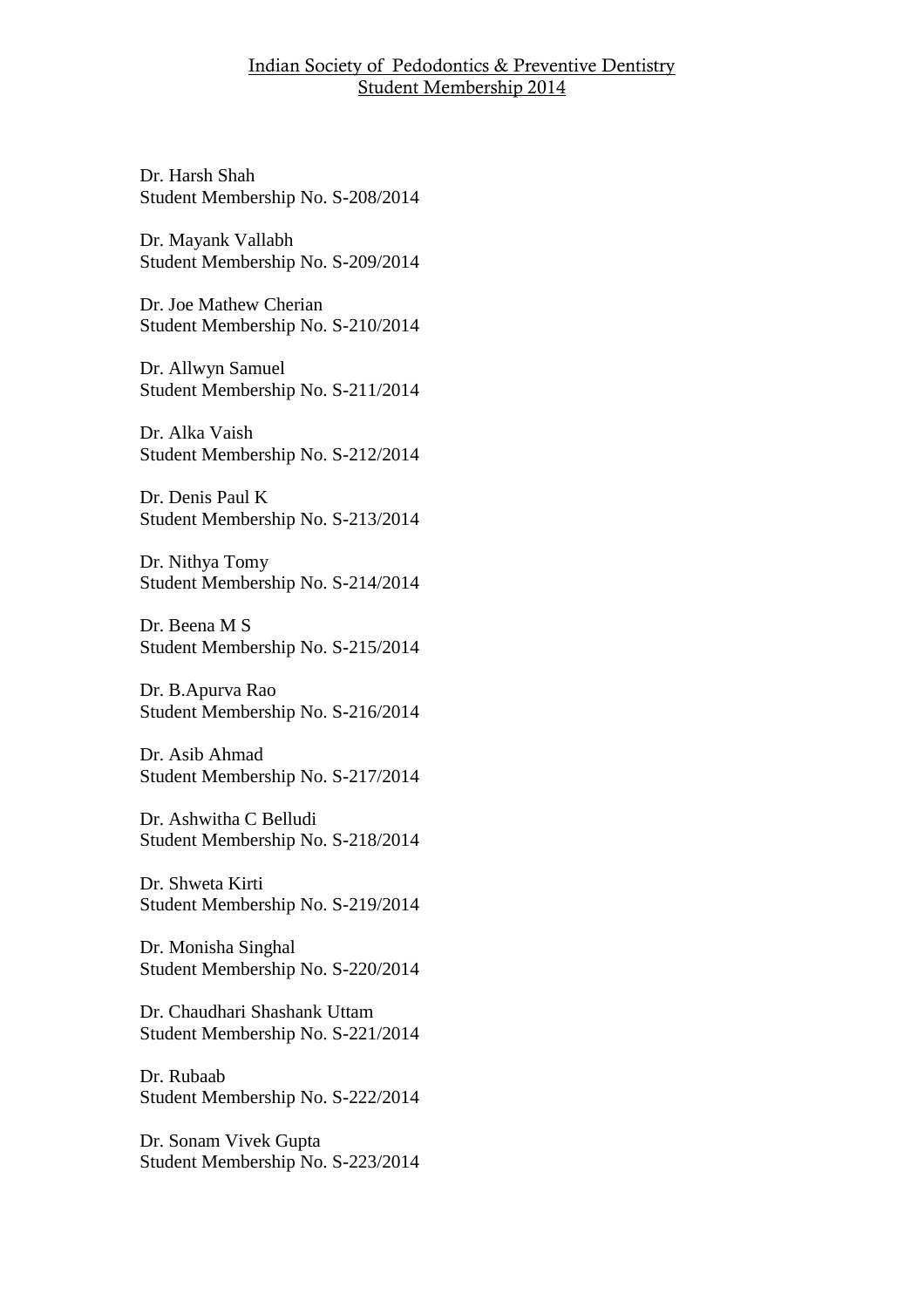Indian Society of Pedodontics & Preventive Dentistry
Student Membership 2014

Dr. Harsh Shah
Student Membership No. S-208/2014

Dr. Mayank Vallabh
Student Membership No. S-209/2014

Dr. Joe Mathew Cherian
Student Membership No. S-210/2014

Dr. Allwyn Samuel
Student Membership No. S-211/2014

Dr. Alka Vaish
Student Membership No. S-212/2014

Dr. Denis Paul K
Student Membership No. S-213/2014

Dr. Nithya Tomy
Student Membership No. S-214/2014

Dr. Beena M S
Student Membership No. S-215/2014

Dr. B.Apurva Rao
Student Membership No. S-216/2014

Dr. Asib Ahmad
Student Membership No. S-217/2014

Dr. Ashwitha C Belludi
Student Membership No. S-218/2014

Dr. Shweta Kirti
Student Membership No. S-219/2014

Dr. Monisha Singhal
Student Membership No. S-220/2014

Dr. Chaudhari Shashank Uttam
Student Membership No. S-221/2014

Dr. Rubaab
Student Membership No. S-222/2014

Dr. Sonam Vivek Gupta
Student Membership No. S-223/2014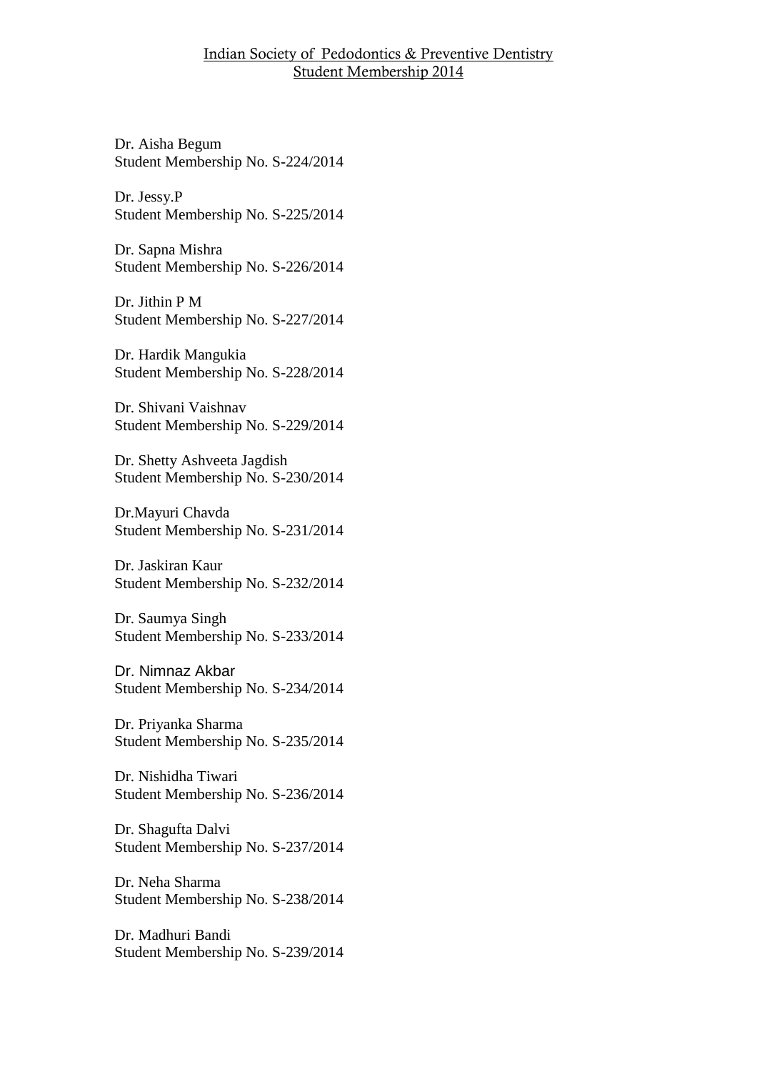Indian Society of Pedodontics & Preventive Dentistry
Student Membership 2014

Dr. Aisha Begum
Student Membership No. S-224/2014

Dr. Jessy.P
Student Membership No. S-225/2014

Dr. Sapna Mishra
Student Membership No. S-226/2014

Dr. Jithin P M
Student Membership No. S-227/2014

Dr. Hardik Mangukia
Student Membership No. S-228/2014

Dr. Shivani Vaishnav
Student Membership No. S-229/2014

Dr. Shetty Ashveeta Jagdish
Student Membership No. S-230/2014

Dr.Mayuri Chavda
Student Membership No. S-231/2014

Dr. Jaskiran Kaur
Student Membership No. S-232/2014

Dr. Saumya Singh
Student Membership No. S-233/2014

Dr. Nimnaz Akbar
Student Membership No. S-234/2014

Dr. Priyanka Sharma
Student Membership No. S-235/2014

Dr. Nishidha Tiwari
Student Membership No. S-236/2014

Dr. Shagufta Dalvi
Student Membership No. S-237/2014

Dr. Neha Sharma
Student Membership No. S-238/2014

Dr. Madhuri Bandi
Student Membership No. S-239/2014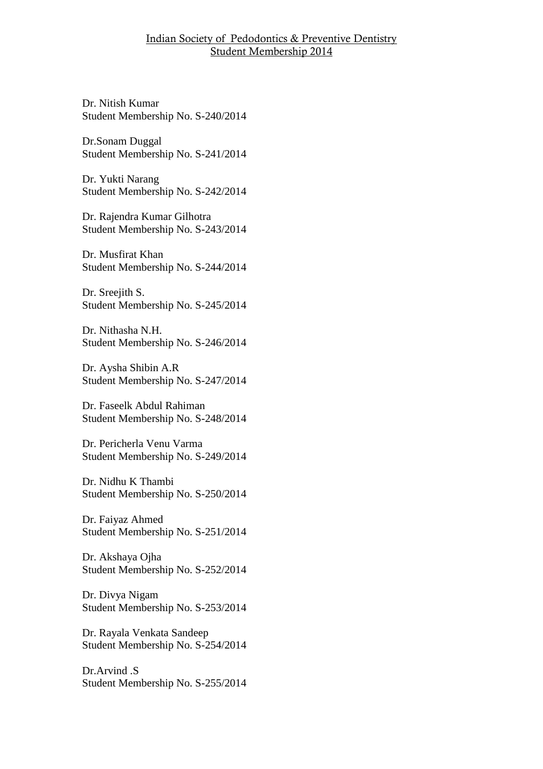Indian Society of Pedodontics & Preventive Dentistry
Student Membership 2014

Dr. Nitish Kumar
Student Membership No. S-240/2014

Dr.Sonam Duggal
Student Membership No. S-241/2014

Dr. Yukti Narang
Student Membership No. S-242/2014

Dr. Rajendra Kumar Gilhotra
Student Membership No. S-243/2014

Dr. Musfirat Khan
Student Membership No. S-244/2014

Dr. Sreejith S.
Student Membership No. S-245/2014

Dr. Nithasha N.H.
Student Membership No. S-246/2014

Dr. Aysha Shibin A.R
Student Membership No. S-247/2014

Dr. Faseelk Abdul Rahiman
Student Membership No. S-248/2014

Dr. Pericherla Venu Varma
Student Membership No. S-249/2014

Dr. Nidhu K Thambi
Student Membership No. S-250/2014

Dr. Faiyaz Ahmed
Student Membership No. S-251/2014

Dr. Akshaya Ojha
Student Membership No. S-252/2014

Dr. Divya Nigam
Student Membership No. S-253/2014

Dr. Rayala Venkata Sandeep
Student Membership No. S-254/2014

Dr.Arvind .S
Student Membership No. S-255/2014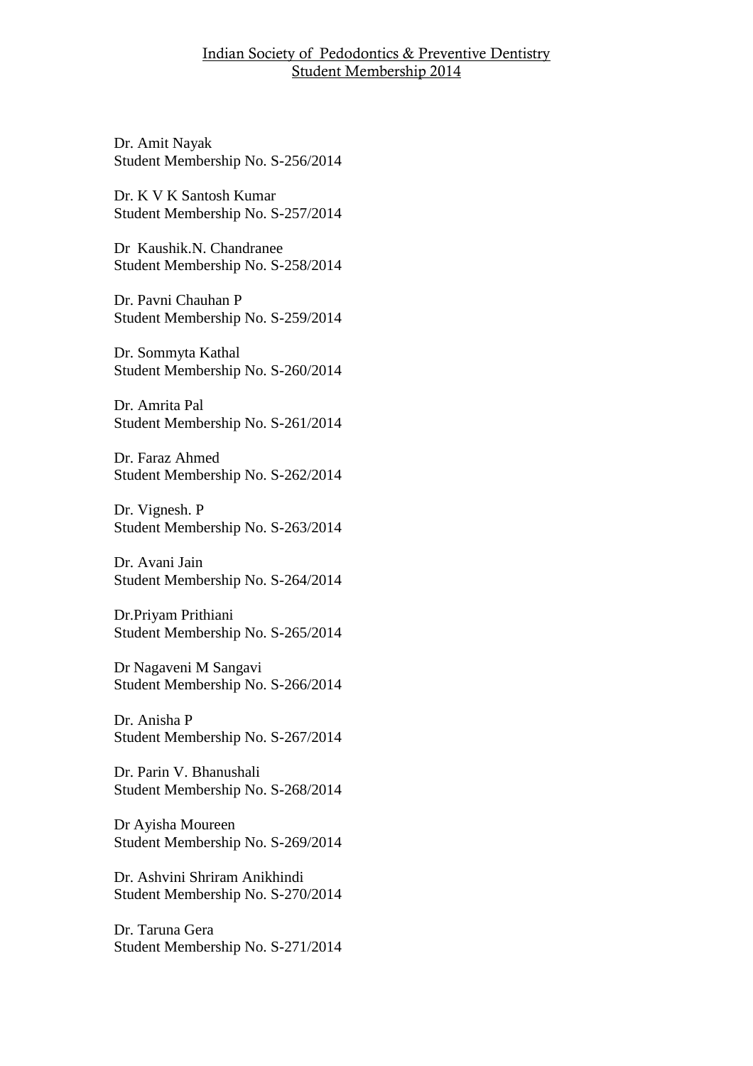Indian Society of Pedodontics & Preventive Dentistry
Student Membership 2014

Dr. Amit Nayak
Student Membership No. S-256/2014

Dr. K V K Santosh Kumar
Student Membership No. S-257/2014

Dr Kaushik.N. Chandranee
Student Membership No. S-258/2014

Dr. Pavni Chauhan P
Student Membership No. S-259/2014

Dr. Sommyta Kathal
Student Membership No. S-260/2014

Dr. Amrita Pal
Student Membership No. S-261/2014

Dr. Faraz Ahmed
Student Membership No. S-262/2014

Dr. Vignesh. P
Student Membership No. S-263/2014

Dr. Avani Jain
Student Membership No. S-264/2014

Dr.Priyam Prithiani
Student Membership No. S-265/2014

Dr Nagaveni M Sangavi
Student Membership No. S-266/2014

Dr. Anisha P
Student Membership No. S-267/2014

Dr. Parin V. Bhanushali
Student Membership No. S-268/2014

Dr Ayisha Moureen
Student Membership No. S-269/2014

Dr. Ashvini Shriram Anikhindi
Student Membership No. S-270/2014

Dr. Taruna Gera
Student Membership No. S-271/2014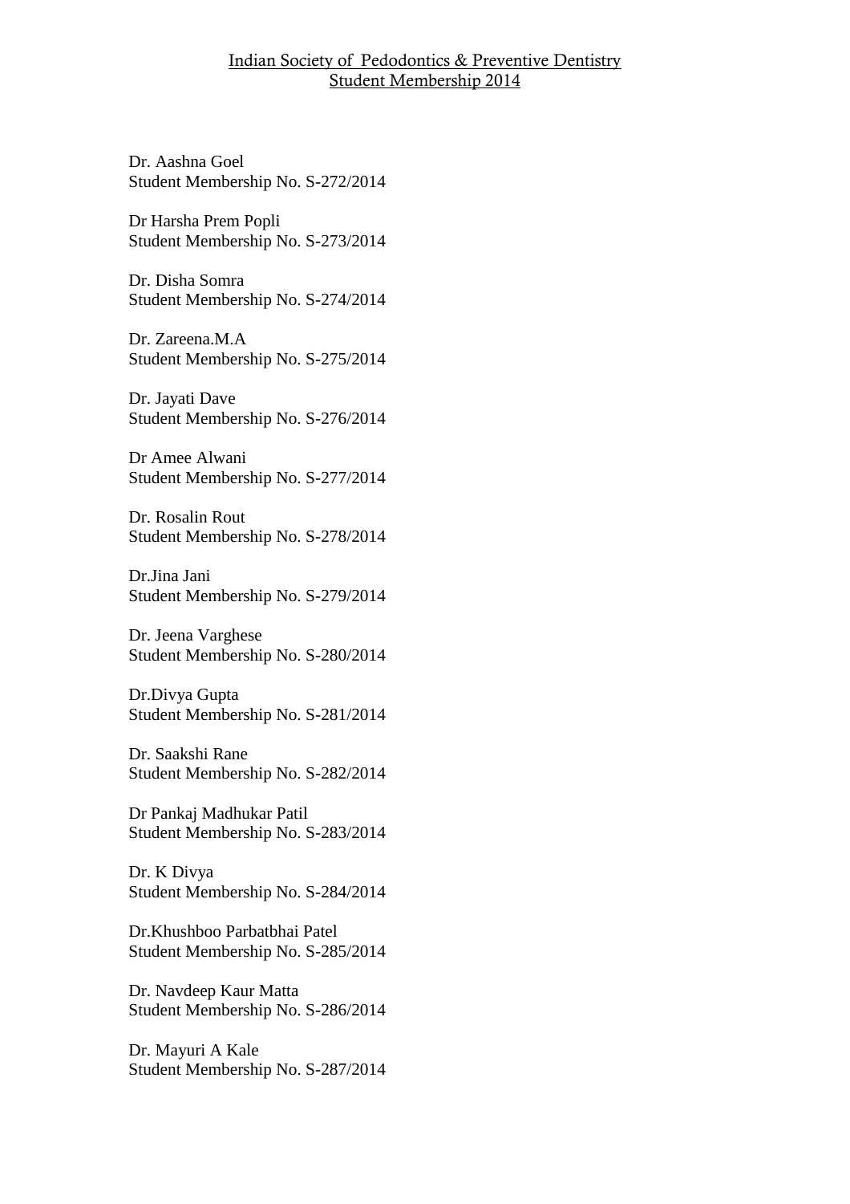Indian Society of Pedodontics & Preventive Dentistry
Student Membership 2014

Dr. Aashna Goel
Student Membership No. S-272/2014

Dr Harsha Prem Popli
Student Membership No. S-273/2014

Dr. Disha Somra
Student Membership No. S-274/2014

Dr. Zareena.M.A
Student Membership No. S-275/2014

Dr. Jayati Dave
Student Membership No. S-276/2014

Dr Amee Alwani
Student Membership No. S-277/2014

Dr. Rosalin Rout
Student Membership No. S-278/2014

Dr.Jina Jani
Student Membership No. S-279/2014

Dr. Jeena Varghese
Student Membership No. S-280/2014

Dr.Divya Gupta
Student Membership No. S-281/2014

Dr. Saakshi Rane
Student Membership No. S-282/2014

Dr Pankaj Madhukar Patil
Student Membership No. S-283/2014

Dr. K Divya
Student Membership No. S-284/2014

Dr.Khushboo Parbatbhai Patel
Student Membership No. S-285/2014

Dr. Navdeep Kaur Matta
Student Membership No. S-286/2014

Dr. Mayuri A Kale
Student Membership No. S-287/2014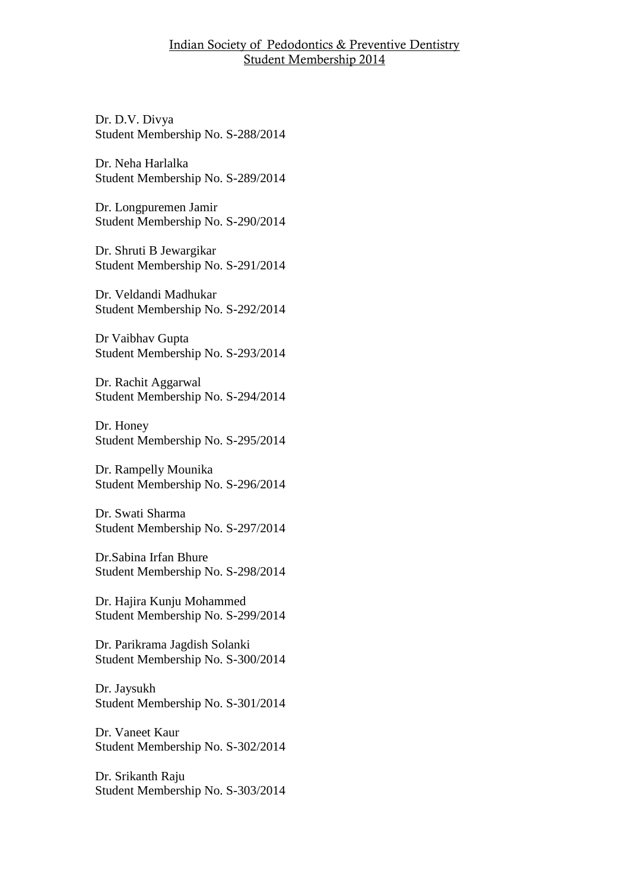Indian Society of Pedodontics & Preventive Dentistry
Student Membership 2014

Dr. D.V. Divya
Student Membership No. S-288/2014

Dr. Neha Harlalka
Student Membership No. S-289/2014

Dr. Longpuremen Jamir
Student Membership No. S-290/2014

Dr. Shruti B Jewargikar
Student Membership No. S-291/2014

Dr. Veldandi Madhukar
Student Membership No. S-292/2014

Dr Vaibhav Gupta
Student Membership No. S-293/2014

Dr. Rachit Aggarwal
Student Membership No. S-294/2014

Dr. Honey
Student Membership No. S-295/2014

Dr. Rampelly Mounika
Student Membership No. S-296/2014

Dr. Swati Sharma
Student Membership No. S-297/2014

Dr.Sabina Irfan Bhure
Student Membership No. S-298/2014

Dr. Hajira Kunju Mohammed
Student Membership No. S-299/2014

Dr. Parikrama Jagdish Solanki
Student Membership No. S-300/2014

Dr. Jaysukh
Student Membership No. S-301/2014

Dr. Vaneet Kaur
Student Membership No. S-302/2014

Dr. Srikanth Raju
Student Membership No. S-303/2014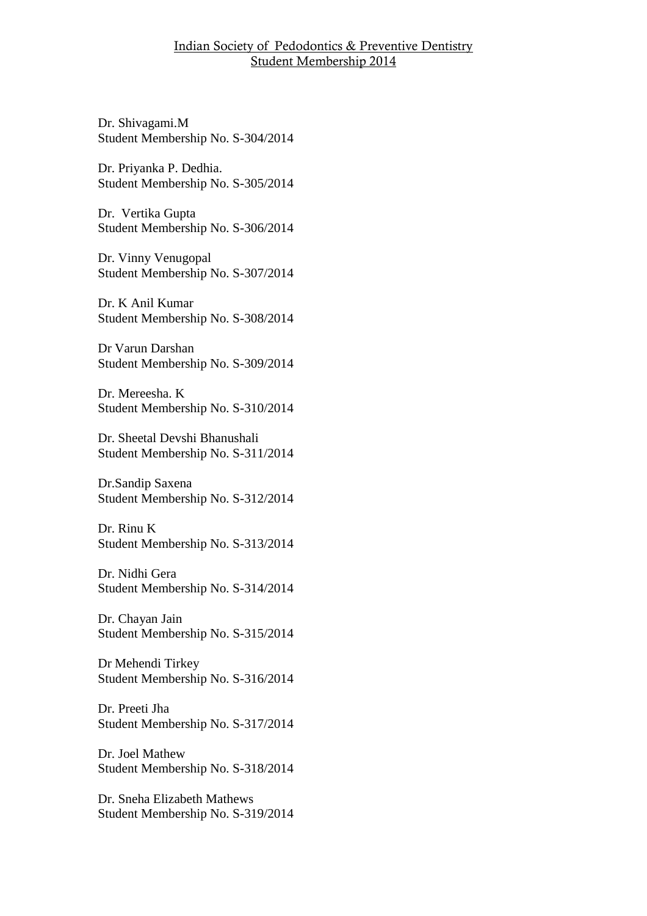Indian Society of Pedodontics & Preventive Dentistry
Student Membership 2014

Dr. Shivagami.M
Student Membership No. S-304/2014

Dr. Priyanka P. Dedhia.
Student Membership No. S-305/2014

Dr. Vertika Gupta
Student Membership No. S-306/2014

Dr. Vinny Venugopal
Student Membership No. S-307/2014

Dr. K Anil Kumar
Student Membership No. S-308/2014

Dr Varun Darshan
Student Membership No. S-309/2014

Dr. Mereesha. K
Student Membership No. S-310/2014

Dr. Sheetal Devshi Bhanushali
Student Membership No. S-311/2014

Dr.Sandip Saxena
Student Membership No. S-312/2014

Dr. Rinu K
Student Membership No. S-313/2014

Dr. Nidhi Gera
Student Membership No. S-314/2014

Dr. Chayan Jain
Student Membership No. S-315/2014

Dr Mehendi Tirkey
Student Membership No. S-316/2014

Dr. Preeti Jha
Student Membership No. S-317/2014

Dr. Joel Mathew
Student Membership No. S-318/2014

Dr. Sneha Elizabeth Mathews
Student Membership No. S-319/2014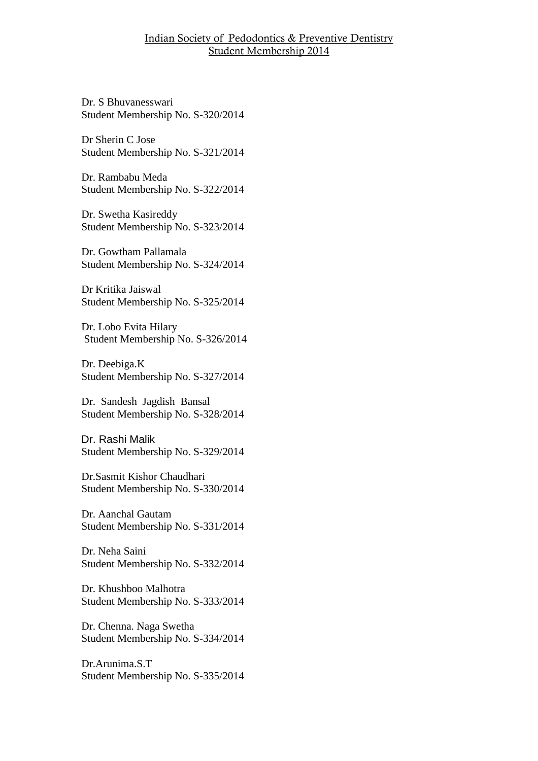# Indian Society of Pedodontics & Preventive Dentistry
## Student Membership 2014

Dr. S Bhuvanesswari
Student Membership No. S-320/2014

Dr Sherin C Jose
Student Membership No. S-321/2014

Dr. Rambabu Meda
Student Membership No. S-322/2014

Dr. Swetha Kasireddy
Student Membership No. S-323/2014

Dr. Gowtham Pallamala
Student Membership No. S-324/2014

Dr Kritika Jaiswal
Student Membership No. S-325/2014

Dr. Lobo Evita Hilary
Student Membership No. S-326/2014

Dr. Deebiga.K
Student Membership No. S-327/2014

Dr. Sandesh Jagdish Bansal
Student Membership No. S-328/2014

Dr. Rashi Malik
Student Membership No. S-329/2014

Dr.Sasmit Kishor Chaudhari
Student Membership No. S-330/2014

Dr. Aanchal Gautam
Student Membership No. S-331/2014

Dr. Neha Saini
Student Membership No. S-332/2014

Dr. Khushboo Malhotra
Student Membership No. S-333/2014

Dr. Chenna. Naga Swetha
Student Membership No. S-334/2014

Dr.Arunima.S.T
Student Membership No. S-335/2014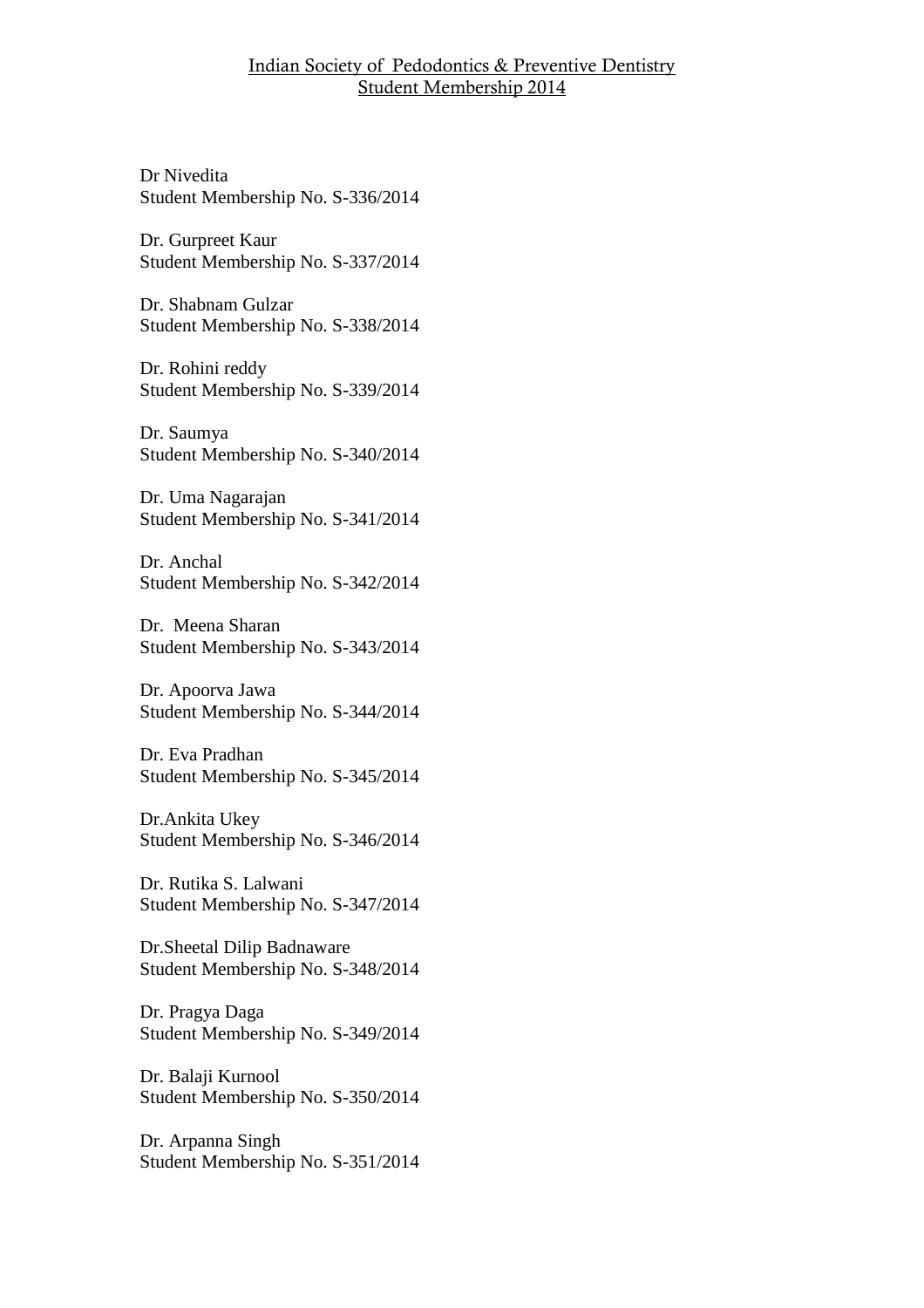Indian Society of Pedodontics & Preventive Dentistry
Student Membership 2014

Dr Nivedita
Student Membership No. S-336/2014

Dr. Gurpreet Kaur
Student Membership No. S-337/2014

Dr. Shabnam Gulzar
Student Membership No. S-338/2014

Dr. Rohini reddy
Student Membership No. S-339/2014

Dr. Saumya
Student Membership No. S-340/2014

Dr. Uma Nagarajan
Student Membership No. S-341/2014

Dr. Anchal
Student Membership No. S-342/2014

Dr. Meena Sharan
Student Membership No. S-343/2014

Dr. Apoorva Jawa
Student Membership No. S-344/2014

Dr. Eva Pradhan
Student Membership No. S-345/2014

Dr.Ankita Ukey
Student Membership No. S-346/2014

Dr. Rutika S. Lalwani
Student Membership No. S-347/2014

Dr.Sheetal Dilip Badnaware
Student Membership No. S-348/2014

Dr. Pragya Daga
Student Membership No. S-349/2014

Dr. Balaji Kurnool
Student Membership No. S-350/2014

Dr. Arpanna Singh
Student Membership No. S-351/2014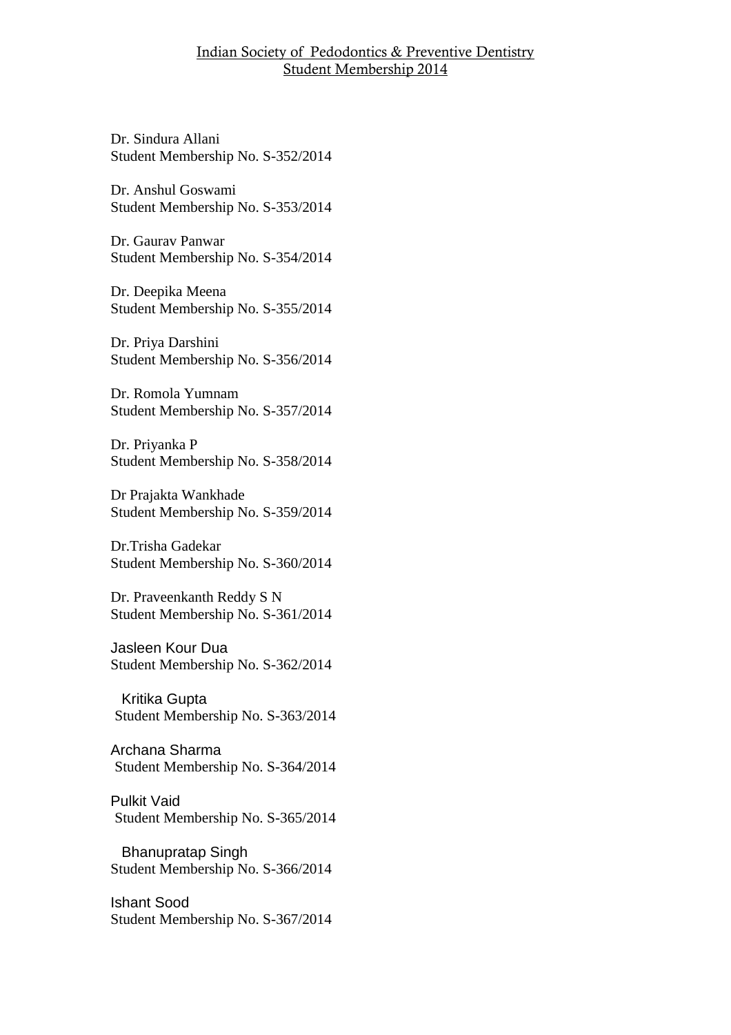# Indian Society of Pedodontics & Preventive Dentistry
## Student Membership 2014

Dr. Sindura Allani
Student Membership No. S-352/2014

Dr. Anshul Goswami
Student Membership No. S-353/2014

Dr. Gaurav Panwar
Student Membership No. S-354/2014

Dr. Deepika Meena
Student Membership No. S-355/2014

Dr. Priya Darshini
Student Membership No. S-356/2014

Dr. Romola Yumnam
Student Membership No. S-357/2014

Dr. Priyanka P
Student Membership No. S-358/2014

Dr Prajakta Wankhade
Student Membership No. S-359/2014

Dr.Trisha Gadekar
Student Membership No. S-360/2014

Dr. Praveenkanth Reddy S N
Student Membership No. S-361/2014

Jasleen Kour Dua
Student Membership No. S-362/2014

Kritika Gupta
Student Membership No. S-363/2014

Archana Sharma
Student Membership No. S-364/2014

Pulkit Vaid
Student Membership No. S-365/2014

Bhanupratap Singh
Student Membership No. S-366/2014

Ishant Sood
Student Membership No. S-367/2014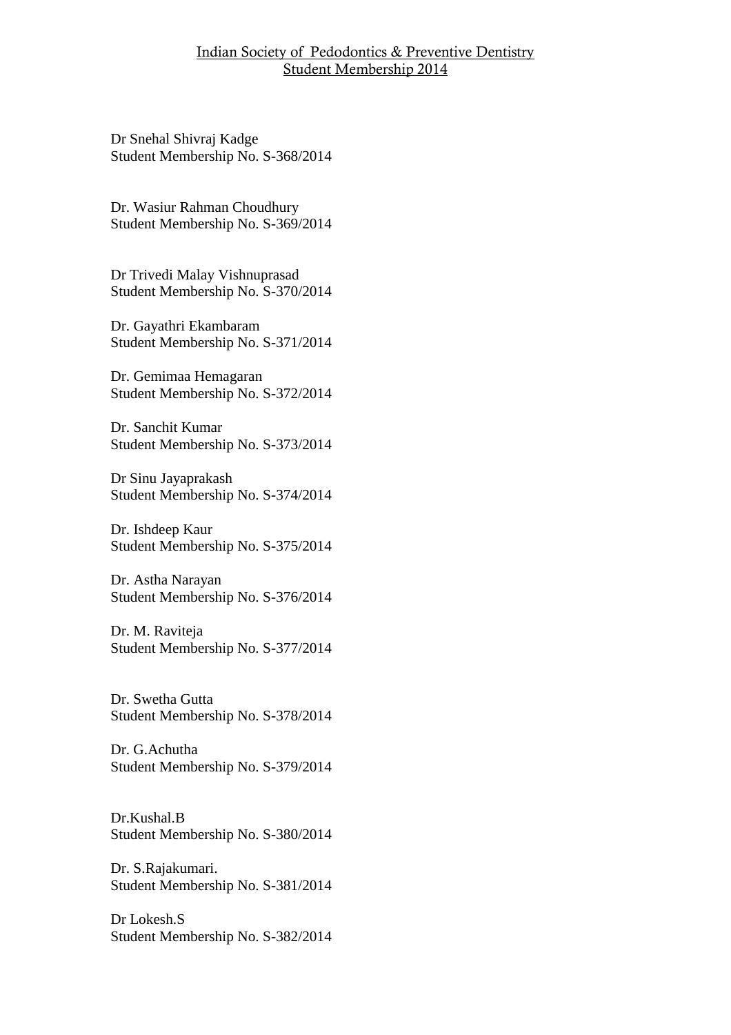# Indian Society of Pedodontics & Preventive Dentistry
## Student Membership 2014

Dr Snehal Shivraj Kadge
Student Membership No. S-368/2014

Dr. Wasiur Rahman Choudhury
Student Membership No. S-369/2014

Dr Trivedi Malay Vishnuprasad
Student Membership No. S-370/2014

Dr. Gayathri Ekambaram
Student Membership No. S-371/2014

Dr. Gemimaa Hemagaran
Student Membership No. S-372/2014

Dr. Sanchit Kumar
Student Membership No. S-373/2014

Dr Sinu Jayaprakash
Student Membership No. S-374/2014

Dr. Ishdeep Kaur
Student Membership No. S-375/2014

Dr. Astha Narayan
Student Membership No. S-376/2014

Dr. M. Raviteja
Student Membership No. S-377/2014

Dr. Swetha Gutta
Student Membership No. S-378/2014

Dr. G.Achutha
Student Membership No. S-379/2014

Dr.Kushal.B
Student Membership No. S-380/2014

Dr. S.Rajakumari.
Student Membership No. S-381/2014

Dr Lokesh.S
Student Membership No. S-382/2014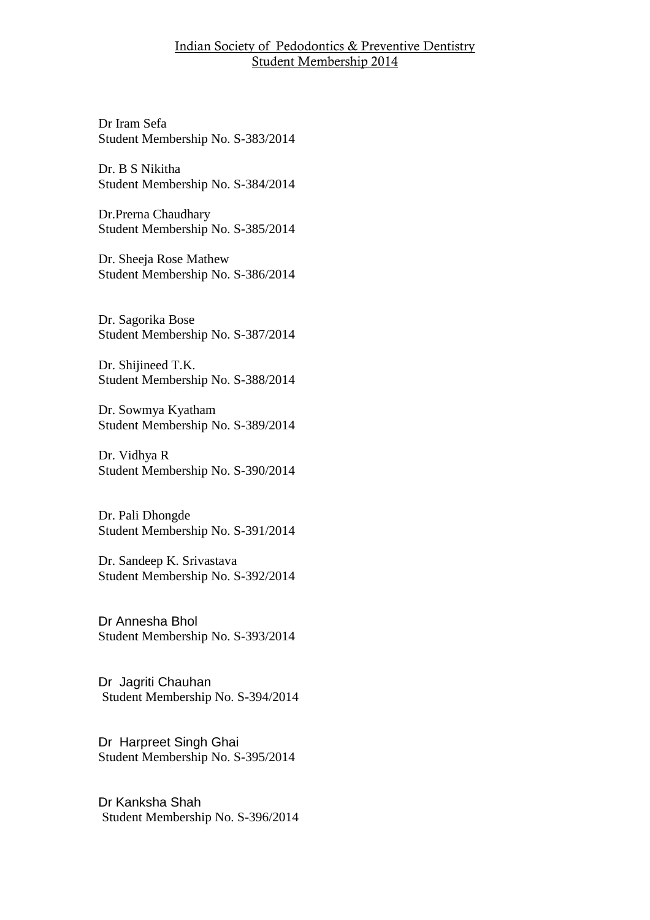Indian Society of Pedodontics & Preventive Dentistry
Student Membership 2014

Dr Iram Sefa
Student Membership No. S-383/2014

Dr. B S Nikitha
Student Membership No. S-384/2014

Dr.Prerna Chaudhary
Student Membership No. S-385/2014

Dr. Sheeja Rose Mathew
Student Membership No. S-386/2014

Dr. Sagorika Bose
Student Membership No. S-387/2014

Dr. Shijineed T.K.
Student Membership No. S-388/2014

Dr. Sowmya Kyatham
Student Membership No. S-389/2014

Dr. Vidhya R
Student Membership No. S-390/2014

Dr. Pali Dhongde
Student Membership No. S-391/2014

Dr. Sandeep K. Srivastava
Student Membership No. S-392/2014

Dr Annesha Bhol
Student Membership No. S-393/2014

Dr Jagriti Chauhan
Student Membership No. S-394/2014

Dr Harpreet Singh Ghai
Student Membership No. S-395/2014

Dr Kanksha Shah
Student Membership No. S-396/2014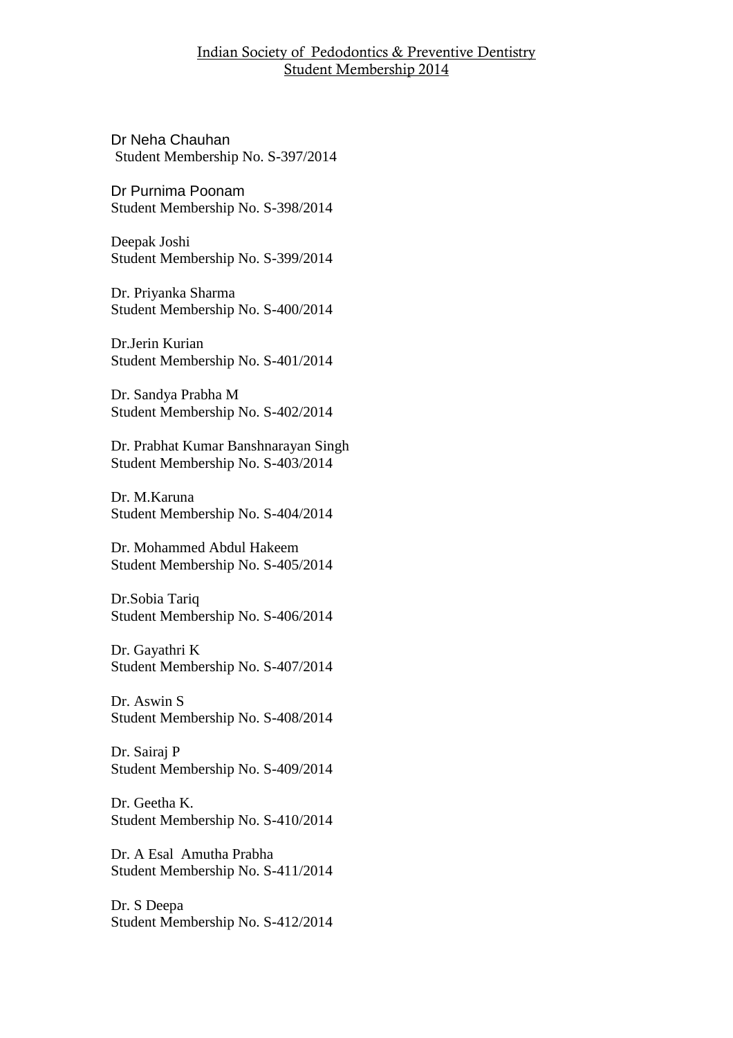Indian Society of Pedodontics & Preventive Dentistry
Student Membership 2014

Dr Neha Chauhan
Student Membership No. S-397/2014

Dr Purnima Poonam
Student Membership No. S-398/2014

Deepak Joshi
Student Membership No. S-399/2014

Dr. Priyanka Sharma
Student Membership No. S-400/2014

Dr.Jerin Kurian
Student Membership No. S-401/2014

Dr. Sandya Prabha M
Student Membership No. S-402/2014

Dr. Prabhat Kumar Banshnarayan Singh
Student Membership No. S-403/2014

Dr. M.Karuna
Student Membership No. S-404/2014

Dr. Mohammed Abdul Hakeem
Student Membership No. S-405/2014

Dr.Sobia Tariq
Student Membership No. S-406/2014

Dr. Gayathri K
Student Membership No. S-407/2014

Dr. Aswin S
Student Membership No. S-408/2014

Dr. Sairaj P
Student Membership No. S-409/2014

Dr. Geetha K.
Student Membership No. S-410/2014

Dr. A Esal Amutha Prabha
Student Membership No. S-411/2014

Dr. S Deepa
Student Membership No. S-412/2014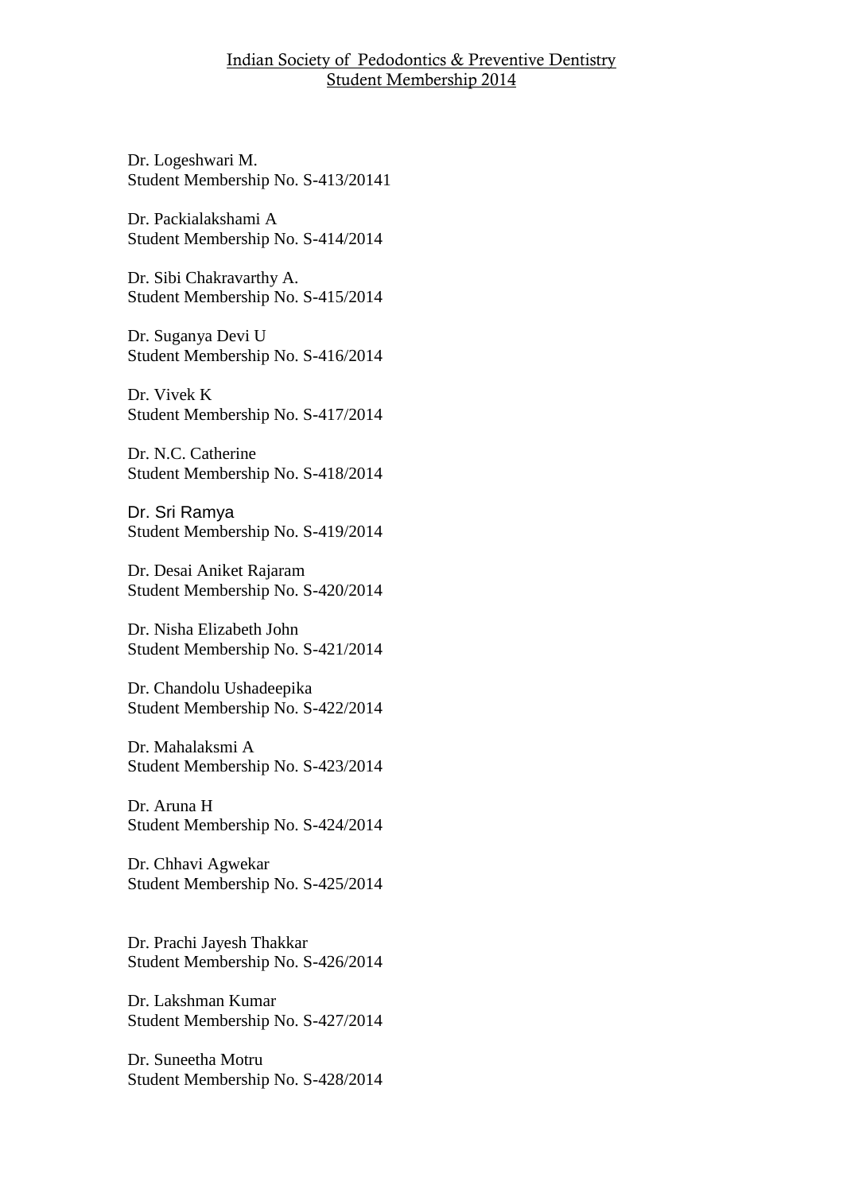Indian Society of Pedodontics & Preventive Dentistry
Student Membership 2014

Dr. Logeshwari M.
Student Membership No. S-413/20141

Dr. Packialakshami A
Student Membership No. S-414/2014

Dr. Sibi Chakravarthy A.
Student Membership No. S-415/2014

Dr. Suganya Devi U
Student Membership No. S-416/2014

Dr. Vivek K
Student Membership No. S-417/2014

Dr. N.C. Catherine
Student Membership No. S-418/2014

Dr. Sri Ramya
Student Membership No. S-419/2014

Dr. Desai Aniket Rajaram
Student Membership No. S-420/2014

Dr. Nisha Elizabeth John
Student Membership No. S-421/2014

Dr. Chandolu Ushadeepika
Student Membership No. S-422/2014

Dr. Mahalaksmi A
Student Membership No. S-423/2014

Dr. Aruna H
Student Membership No. S-424/2014

Dr. Chhavi Agwekar
Student Membership No. S-425/2014

Dr. Prachi Jayesh Thakkar
Student Membership No. S-426/2014

Dr. Lakshman Kumar
Student Membership No. S-427/2014

Dr. Suneetha Motru
Student Membership No. S-428/2014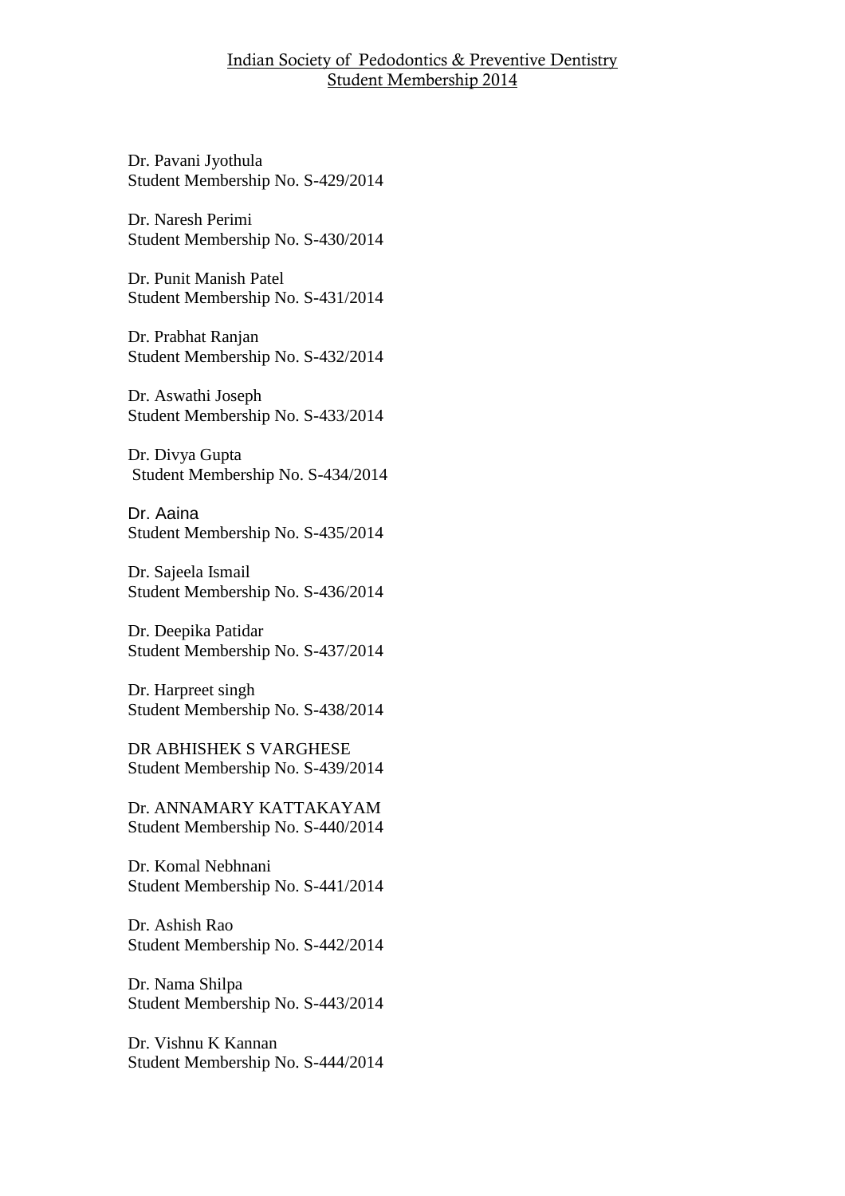Indian Society of Pedodontics & Preventive Dentistry
Student Membership 2014

Dr. Pavani Jyothula
Student Membership No. S-429/2014

Dr. Naresh Perimi
Student Membership No. S-430/2014

Dr. Punit Manish Patel
Student Membership No. S-431/2014

Dr. Prabhat Ranjan
Student Membership No. S-432/2014

Dr. Aswathi Joseph
Student Membership No. S-433/2014

Dr. Divya Gupta
Student Membership No. S-434/2014

Dr. Aaina
Student Membership No. S-435/2014

Dr. Sajeela Ismail
Student Membership No. S-436/2014

Dr. Deepika Patidar
Student Membership No. S-437/2014

Dr. Harpreet singh
Student Membership No. S-438/2014

DR ABHISHEK S VARGHESE
Student Membership No. S-439/2014

Dr. ANNAMARY KATTAKAYAM
Student Membership No. S-440/2014

Dr. Komal Nebhnani
Student Membership No. S-441/2014

Dr. Ashish Rao
Student Membership No. S-442/2014

Dr. Nama Shilpa
Student Membership No. S-443/2014

Dr. Vishnu K Kannan
Student Membership No. S-444/2014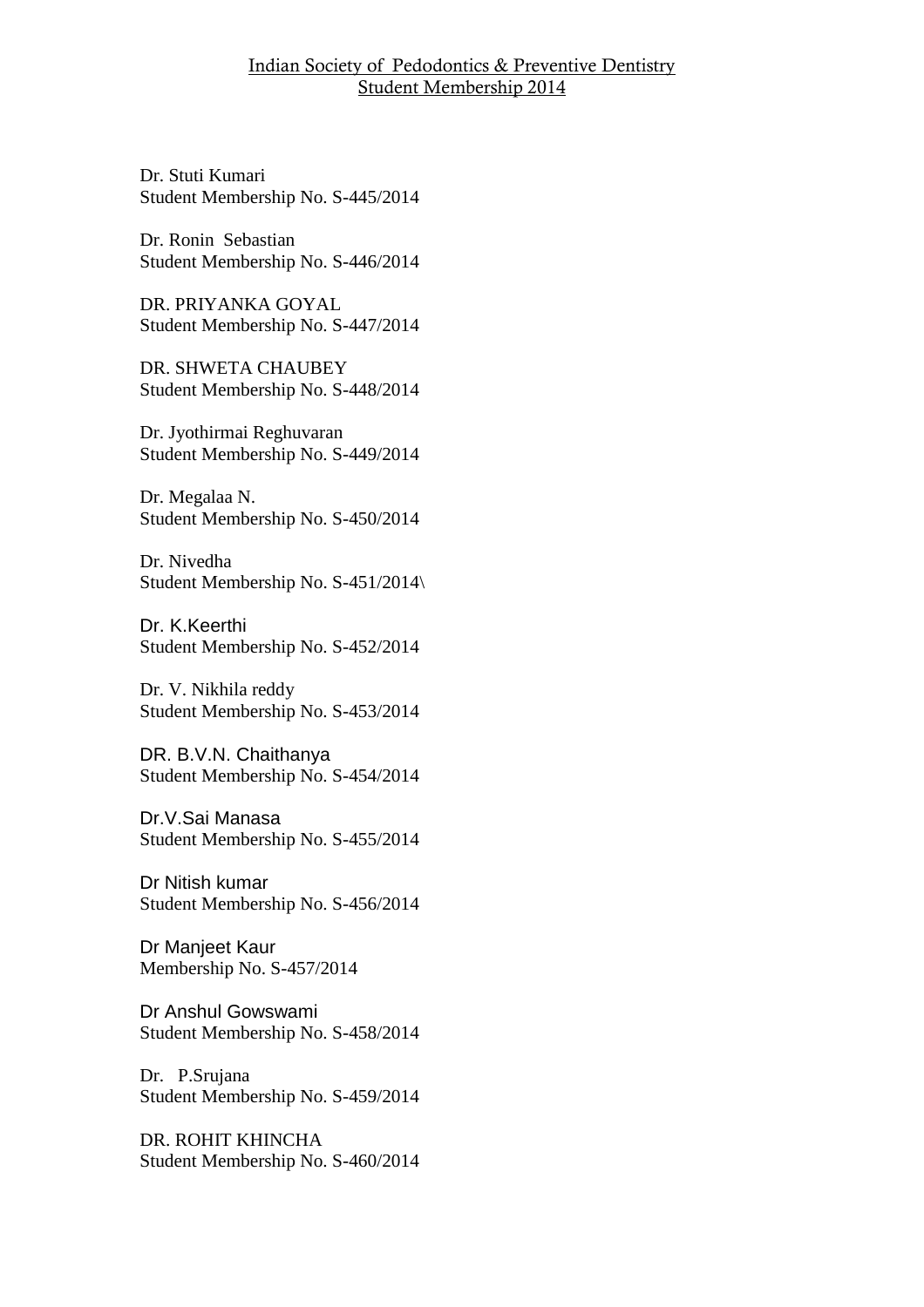Indian Society of Pedodontics & Preventive Dentistry
Student Membership 2014

Dr. Stuti Kumari
Student Membership No. S-445/2014

Dr. Ronin Sebastian
Student Membership No. S-446/2014

DR. PRIYANKA GOYAL
Student Membership No. S-447/2014

DR. SHWETA CHAUBEY
Student Membership No. S-448/2014

Dr. Jyothirmai Reghuvaran
Student Membership No. S-449/2014

Dr. Megalaa N.
Student Membership No. S-450/2014

Dr. Nivedha
Student Membership No. S-451/2014\

Dr. K.Keerthi
Student Membership No. S-452/2014

Dr. V. Nikhila reddy
Student Membership No. S-453/2014

DR. B.V.N. Chaithanya
Student Membership No. S-454/2014

Dr.V.Sai Manasa
Student Membership No. S-455/2014

Dr Nitish kumar
Student Membership No. S-456/2014

Dr Manjeet Kaur
Membership No. S-457/2014

Dr Anshul Gowswami
Student Membership No. S-458/2014

Dr. P.Srujana
Student Membership No. S-459/2014

DR. ROHIT KHINCHA
Student Membership No. S-460/2014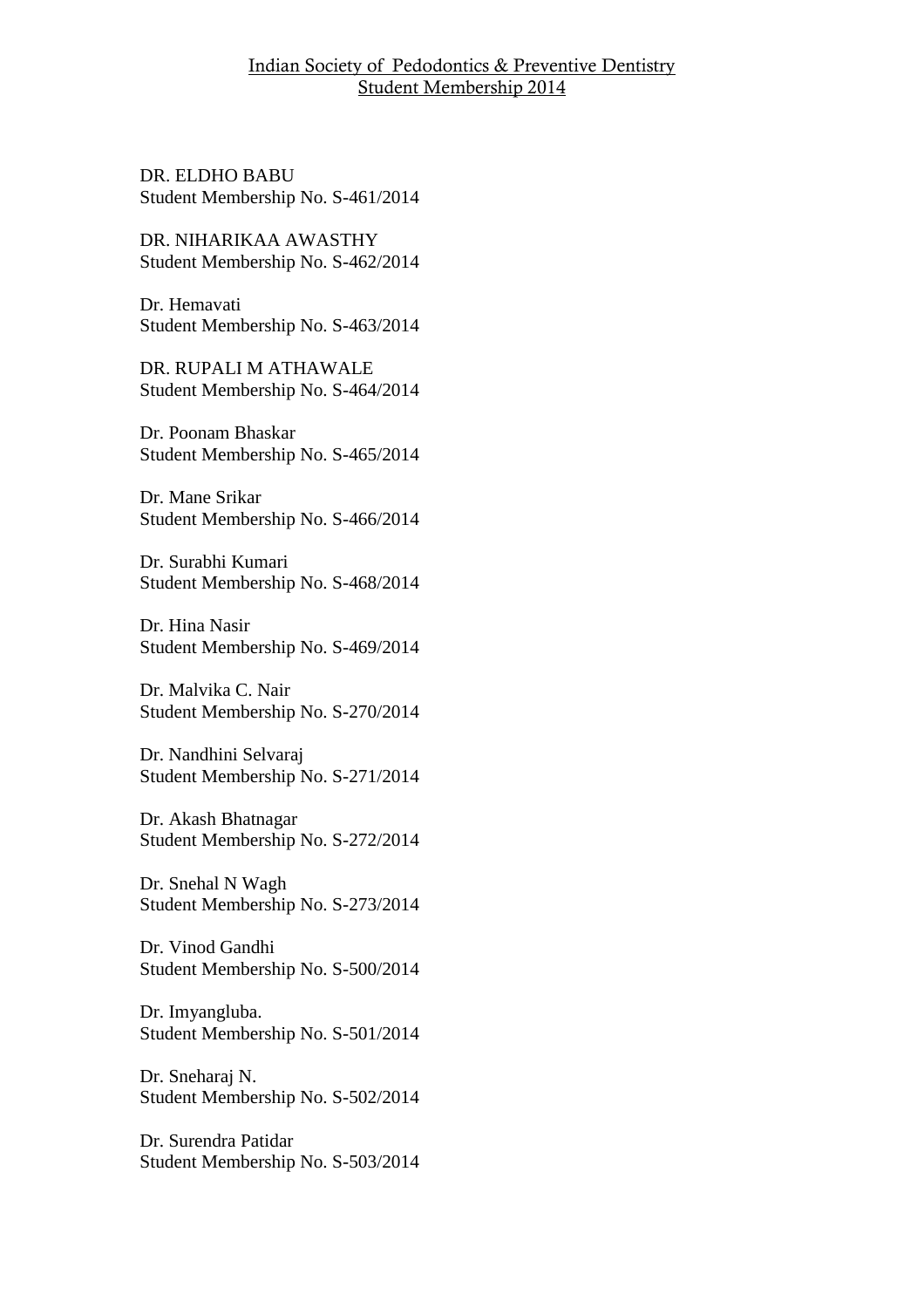Indian Society of Pedodontics & Preventive Dentistry
Student Membership 2014

DR. ELDHO BABU
Student Membership No. S-461/2014

DR. NIHARIKAA AWASTHY
Student Membership No. S-462/2014

Dr. Hemavati
Student Membership No. S-463/2014

DR. RUPALI M ATHAWALE
Student Membership No. S-464/2014

Dr. Poonam Bhaskar
Student Membership No. S-465/2014

Dr. Mane Srikar
Student Membership No. S-466/2014

Dr. Surabhi Kumari
Student Membership No. S-468/2014

Dr. Hina Nasir
Student Membership No. S-469/2014

Dr. Malvika C. Nair
Student Membership No. S-270/2014

Dr. Nandhini Selvaraj
Student Membership No. S-271/2014

Dr. Akash Bhatnagar
Student Membership No. S-272/2014

Dr. Snehal N Wagh
Student Membership No. S-273/2014

Dr. Vinod Gandhi
Student Membership No. S-500/2014

Dr. Imyangluba.
Student Membership No. S-501/2014

Dr. Sneharaj N.
Student Membership No. S-502/2014

Dr. Surendra Patidar
Student Membership No. S-503/2014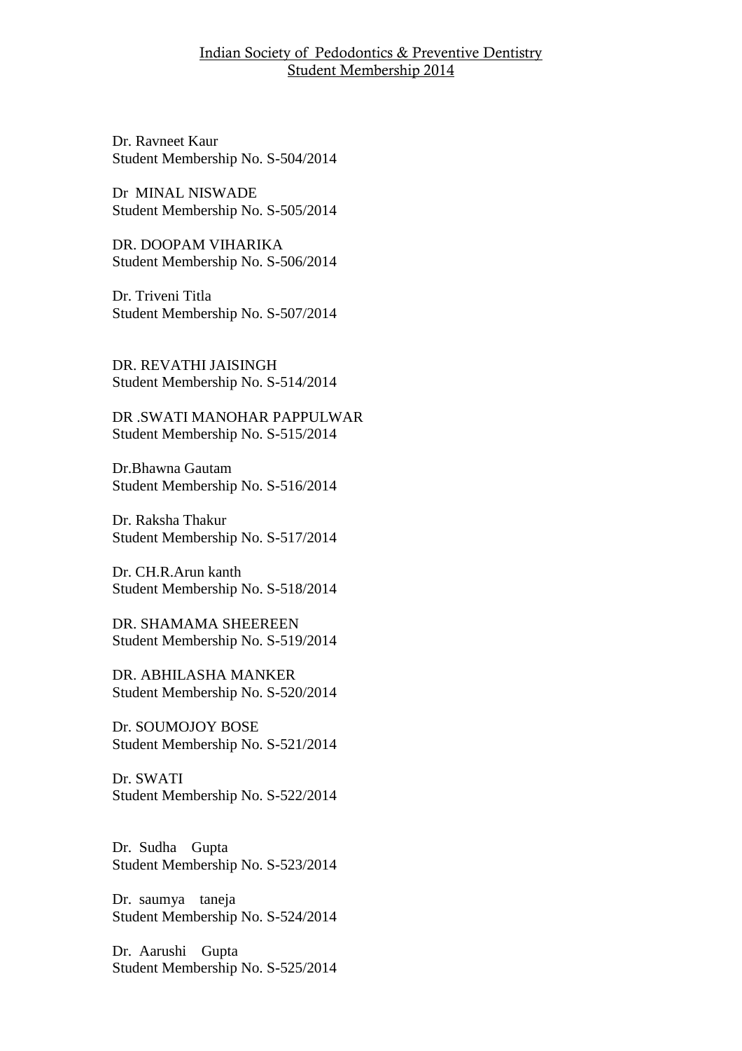Indian Society of Pedodontics & Preventive Dentistry
Student Membership 2014

Dr. Ravneet Kaur
Student Membership No. S-504/2014

Dr MINAL NISWADE
Student Membership No. S-505/2014

DR. DOOPAM VIHARIKA
Student Membership No. S-506/2014

Dr. Triveni Titla
Student Membership No. S-507/2014

DR. REVATHI JAISINGH
Student Membership No. S-514/2014

DR .SWATI MANOHAR PAPPULWAR
Student Membership No. S-515/2014

Dr.Bhawna Gautam
Student Membership No. S-516/2014

Dr. Raksha Thakur
Student Membership No. S-517/2014

Dr. CH.R.Arun kanth
Student Membership No. S-518/2014

DR. SHAMAMA SHEEREEN
Student Membership No. S-519/2014

DR. ABHILASHA MANKER
Student Membership No. S-520/2014

Dr. SOUMOJOY BOSE
Student Membership No. S-521/2014

Dr. SWATI
Student Membership No. S-522/2014

Dr. Sudha Gupta
Student Membership No. S-523/2014

Dr. saumya taneja
Student Membership No. S-524/2014

Dr. Aarushi Gupta
Student Membership No. S-525/2014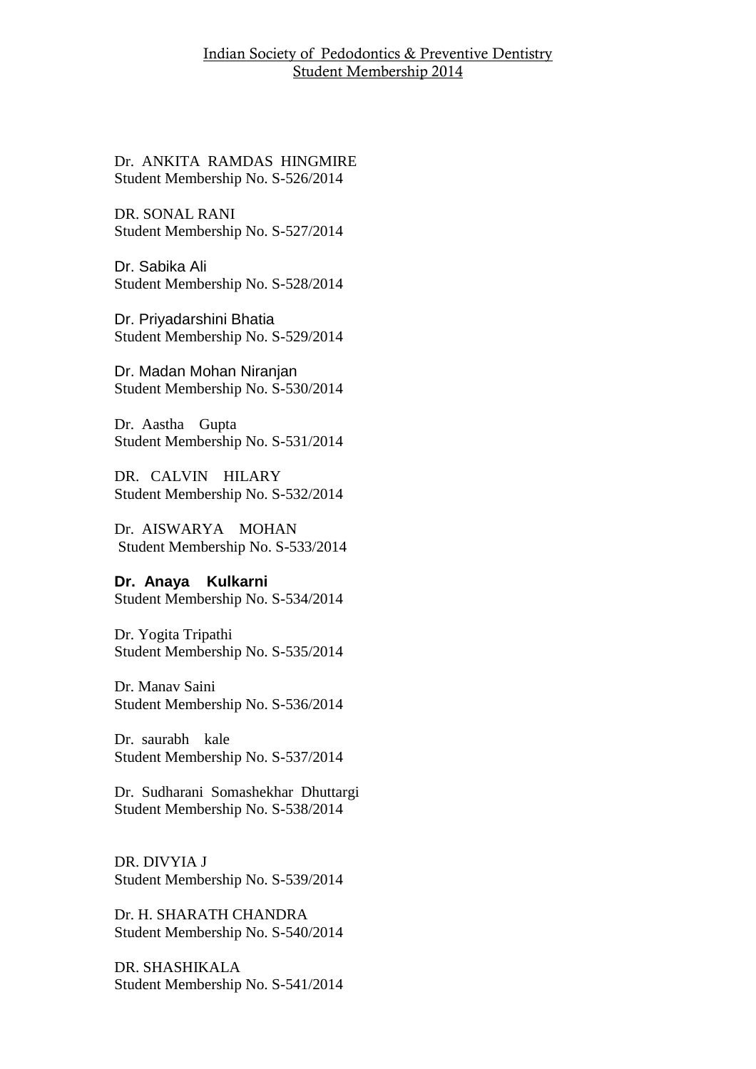Indian Society of Pedodontics & Preventive Dentistry
Student Membership 2014

Dr. ANKITA RAMDAS HINGMIRE
Student Membership No. S-526/2014

DR. SONAL RANI
Student Membership No. S-527/2014

Dr. Sabika Ali
Student Membership No. S-528/2014

Dr. Priyadarshini Bhatia
Student Membership No. S-529/2014

Dr. Madan Mohan Niranjan
Student Membership No. S-530/2014

Dr. Aastha Gupta
Student Membership No. S-531/2014

DR. CALVIN HILARY
Student Membership No. S-532/2014

Dr. AISWARYA MOHAN
Student Membership No. S-533/2014

**Dr. Anaya Kulkarni**
Student Membership No. S-534/2014

Dr. Yogita Tripathi
Student Membership No. S-535/2014

Dr. Manav Saini
Student Membership No. S-536/2014

Dr. saurabh kale
Student Membership No. S-537/2014

Dr. Sudharani Somashekhar Dhuttargi
Student Membership No. S-538/2014

DR. DIVYIA J
Student Membership No. S-539/2014

Dr. H. SHARATH CHANDRA
Student Membership No. S-540/2014

DR. SHASHIKALA
Student Membership No. S-541/2014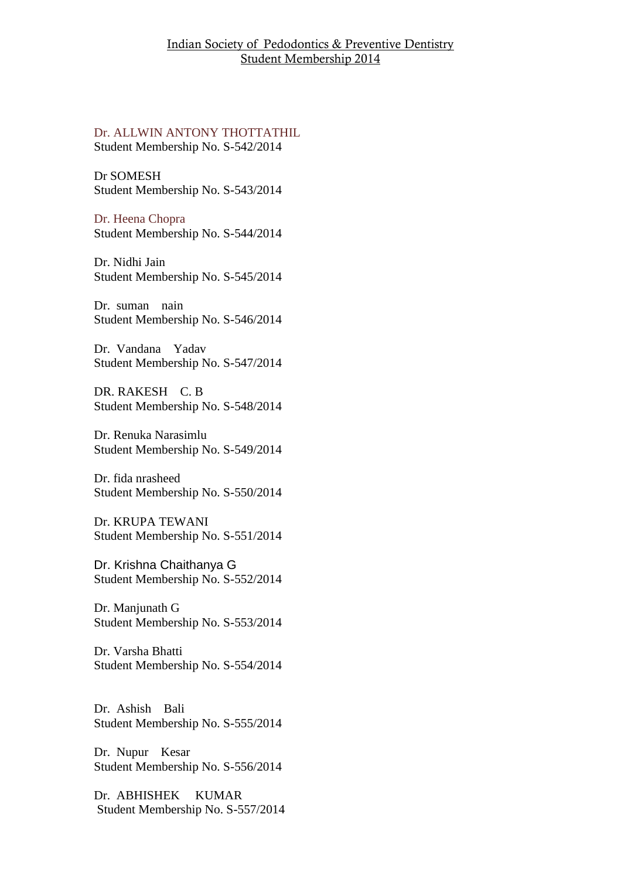Indian Society of Pedodontics & Preventive Dentistry
Student Membership 2014

Dr. ALLWIN ANTONY THOTTATHIL
Student Membership No. S-542/2014

Dr SOMESH
Student Membership No. S-543/2014

Dr. Heena Chopra
Student Membership No. S-544/2014

Dr. Nidhi Jain
Student Membership No. S-545/2014

Dr. suman nain
Student Membership No. S-546/2014

Dr. Vandana Yadav
Student Membership No. S-547/2014

DR. RAKESH C. B
Student Membership No. S-548/2014

Dr. Renuka Narasimlu
Student Membership No. S-549/2014

Dr. fida nrasheed
Student Membership No. S-550/2014

Dr. KRUPA TEWANI
Student Membership No. S-551/2014

Dr. Krishna Chaithanya G
Student Membership No. S-552/2014

Dr. Manjunath G
Student Membership No. S-553/2014

Dr. Varsha Bhatti
Student Membership No. S-554/2014

Dr. Ashish Bali
Student Membership No. S-555/2014

Dr. Nupur Kesar
Student Membership No. S-556/2014

Dr. ABHISHEK KUMAR
Student Membership No. S-557/2014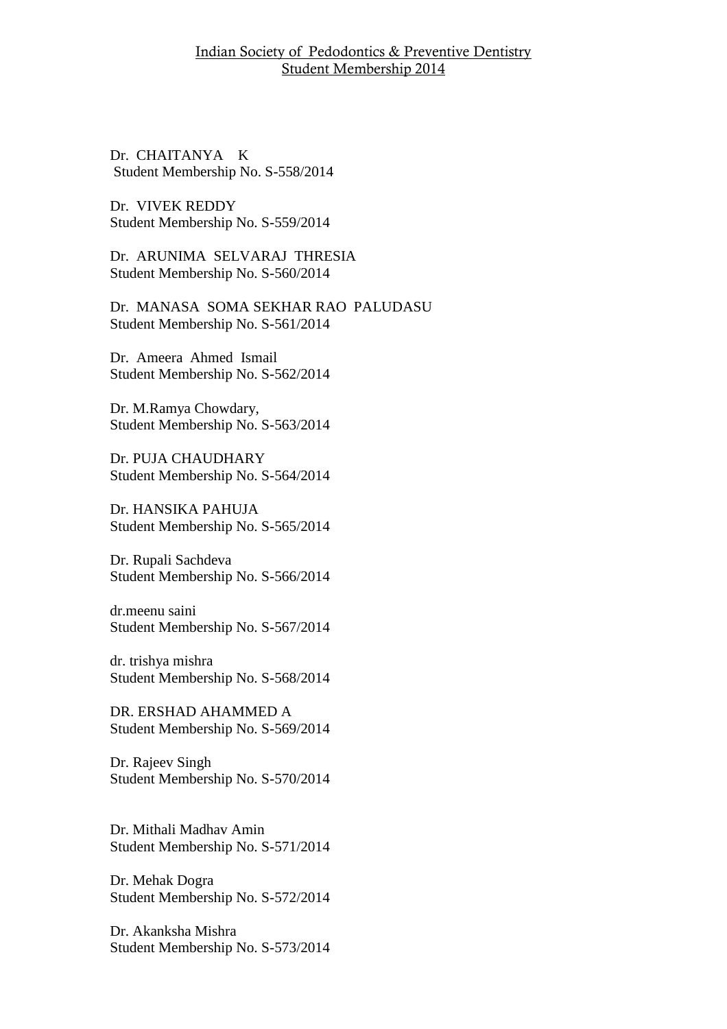Indian Society of Pedodontics & Preventive Dentistry
Student Membership 2014

Dr. CHAITANYA K
Student Membership No. S-558/2014

Dr. VIVEK REDDY
Student Membership No. S-559/2014

Dr. ARUNIMA SELVARAJ THRESIA
Student Membership No. S-560/2014

Dr. MANASA SOMA SEKHAR RAO PALUDASU
Student Membership No. S-561/2014

Dr. Ameera Ahmed Ismail
Student Membership No. S-562/2014

Dr. M.Ramya Chowdary,
Student Membership No. S-563/2014

Dr. PUJA CHAUDHARY
Student Membership No. S-564/2014

Dr. HANSIKA PAHUJA
Student Membership No. S-565/2014

Dr. Rupali Sachdeva
Student Membership No. S-566/2014

dr.meenu saini
Student Membership No. S-567/2014

dr. trishya mishra
Student Membership No. S-568/2014

DR. ERSHAD AHAMMED A
Student Membership No. S-569/2014

Dr. Rajeev Singh
Student Membership No. S-570/2014

Dr. Mithali Madhav Amin
Student Membership No. S-571/2014

Dr. Mehak Dogra
Student Membership No. S-572/2014

Dr. Akanksha Mishra
Student Membership No. S-573/2014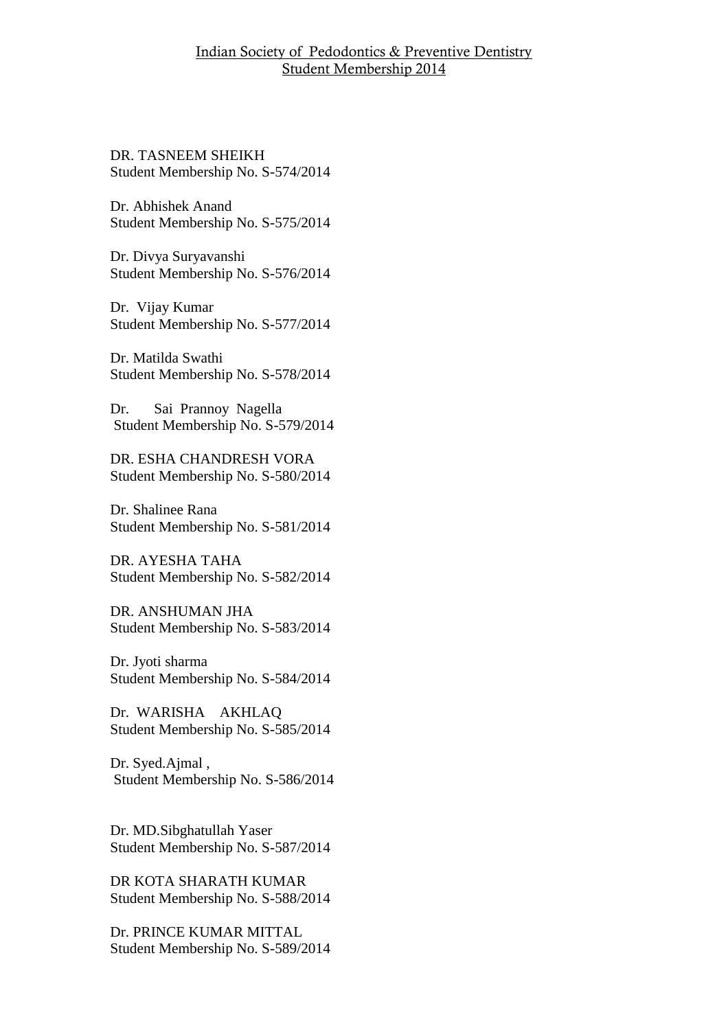Indian Society of Pedodontics & Preventive Dentistry
Student Membership 2014

DR. TASNEEM SHEIKH
Student Membership No. S-574/2014

Dr. Abhishek Anand
Student Membership No. S-575/2014

Dr. Divya Suryavanshi
Student Membership No. S-576/2014

Dr. Vijay Kumar
Student Membership No. S-577/2014

Dr. Matilda Swathi
Student Membership No. S-578/2014

Dr. Sai Prannoy Nagella
Student Membership No. S-579/2014

DR. ESHA CHANDRESH VORA
Student Membership No. S-580/2014

Dr. Shalinee Rana
Student Membership No. S-581/2014

DR. AYESHA TAHA
Student Membership No. S-582/2014

DR. ANSHUMAN JHA
Student Membership No. S-583/2014

Dr. Jyoti sharma
Student Membership No. S-584/2014

Dr. WARISHA AKHLAQ
Student Membership No. S-585/2014

Dr. Syed.Ajmal ,
Student Membership No. S-586/2014

Dr. MD.Sibghatullah Yaser
Student Membership No. S-587/2014

DR KOTA SHARATH KUMAR
Student Membership No. S-588/2014

Dr. PRINCE KUMAR MITTAL
Student Membership No. S-589/2014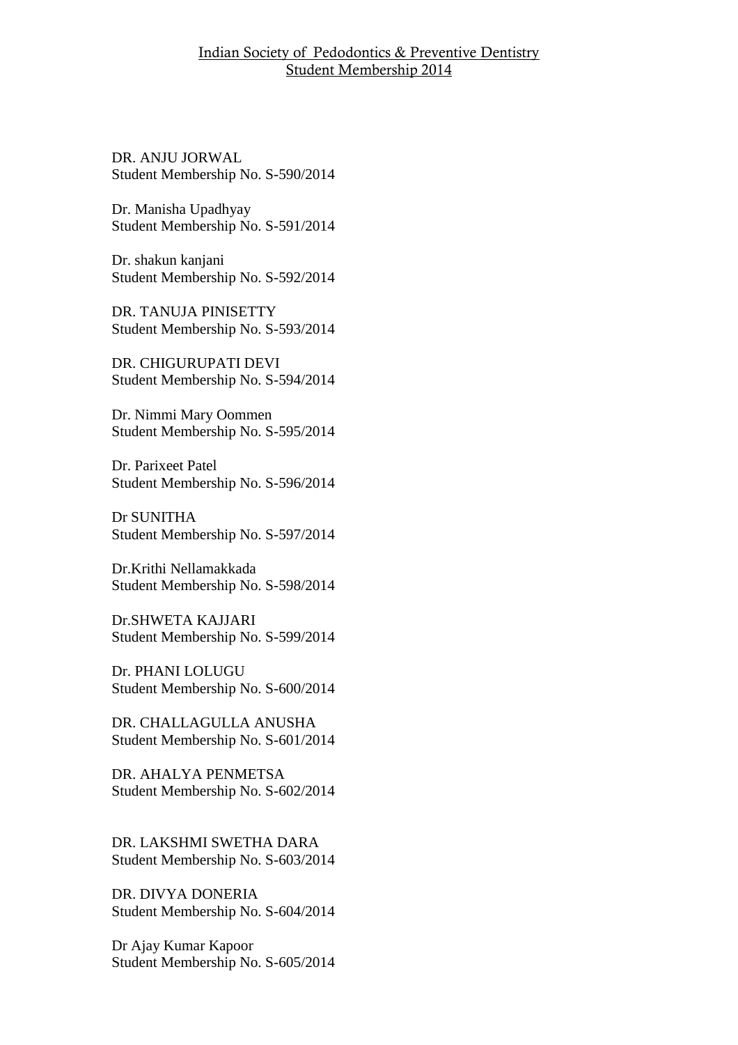Indian Society of Pedodontics & Preventive Dentistry
Student Membership 2014

DR. ANJU JORWAL
Student Membership No. S-590/2014

Dr. Manisha Upadhyay
Student Membership No. S-591/2014

Dr. shakun kanjani
Student Membership No. S-592/2014

DR. TANUJA PINISETTY
Student Membership No. S-593/2014

DR. CHIGURUPATI DEVI
Student Membership No. S-594/2014

Dr. Nimmi Mary Oommen
Student Membership No. S-595/2014

Dr. Parixeet Patel
Student Membership No. S-596/2014

Dr SUNITHA
Student Membership No. S-597/2014

Dr.Krithi Nellamakkada
Student Membership No. S-598/2014

Dr.SHWETA KAJJARI
Student Membership No. S-599/2014

Dr. PHANI LOLUGU
Student Membership No. S-600/2014

DR. CHALLAGULLA ANUSHA
Student Membership No. S-601/2014

DR. AHALYA PENMETSA
Student Membership No. S-602/2014

DR. LAKSHMI SWETHA DARA
Student Membership No. S-603/2014

DR. DIVYA DONERIA
Student Membership No. S-604/2014

Dr Ajay Kumar Kapoor
Student Membership No. S-605/2014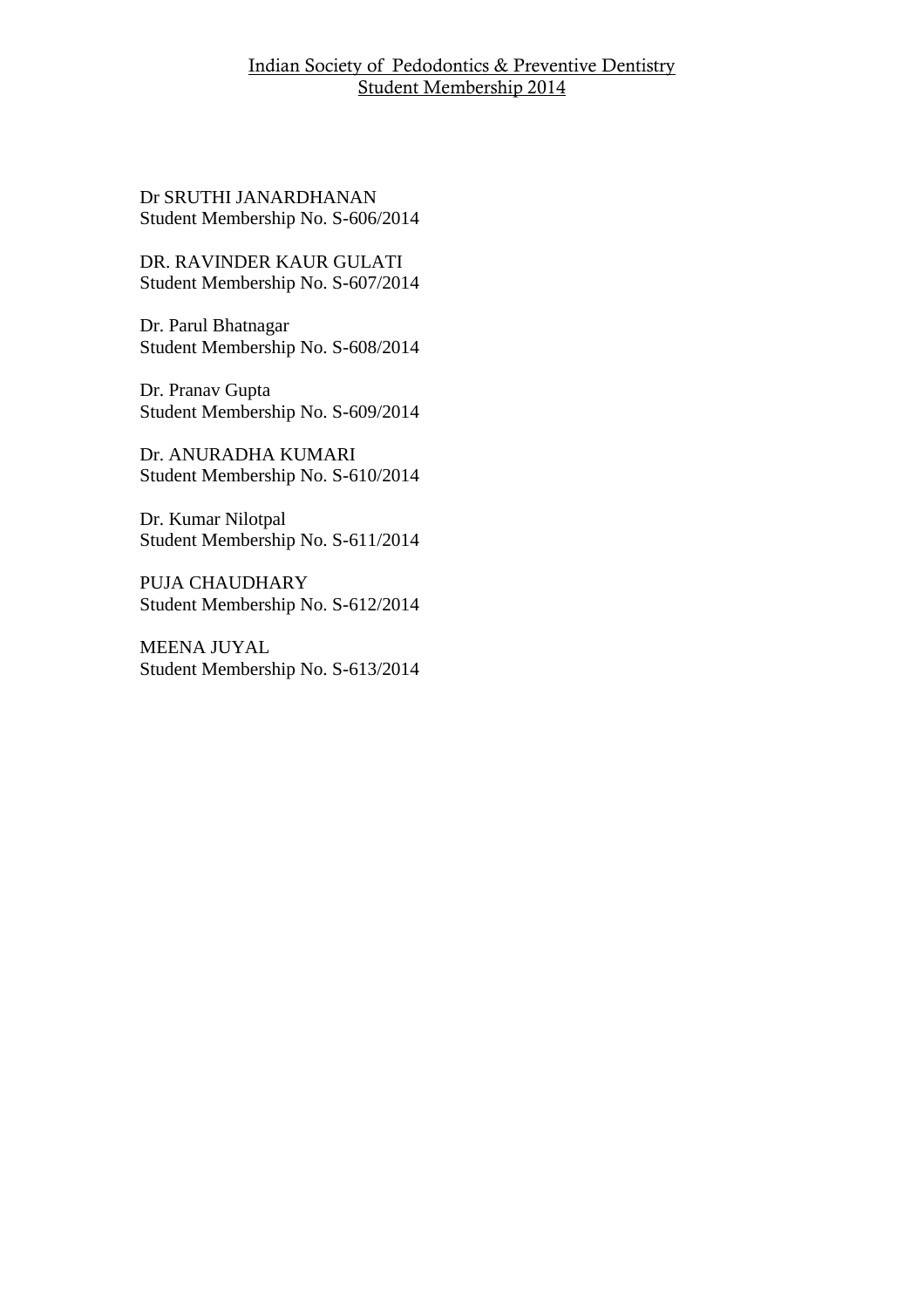Indian Society of Pedodontics & Preventive Dentistry
Student Membership 2014

Dr SRUTHI JANARDHANAN
Student Membership No. S-606/2014

DR. RAVINDER KAUR GULATI
Student Membership No. S-607/2014

Dr. Parul Bhatnagar
Student Membership No. S-608/2014

Dr. Pranav Gupta
Student Membership No. S-609/2014

Dr. ANURADHA KUMARI
Student Membership No. S-610/2014

Dr. Kumar Nilotpal
Student Membership No. S-611/2014

PUJA CHAUDHARY
Student Membership No. S-612/2014

MEENA JUYAL
Student Membership No. S-613/2014